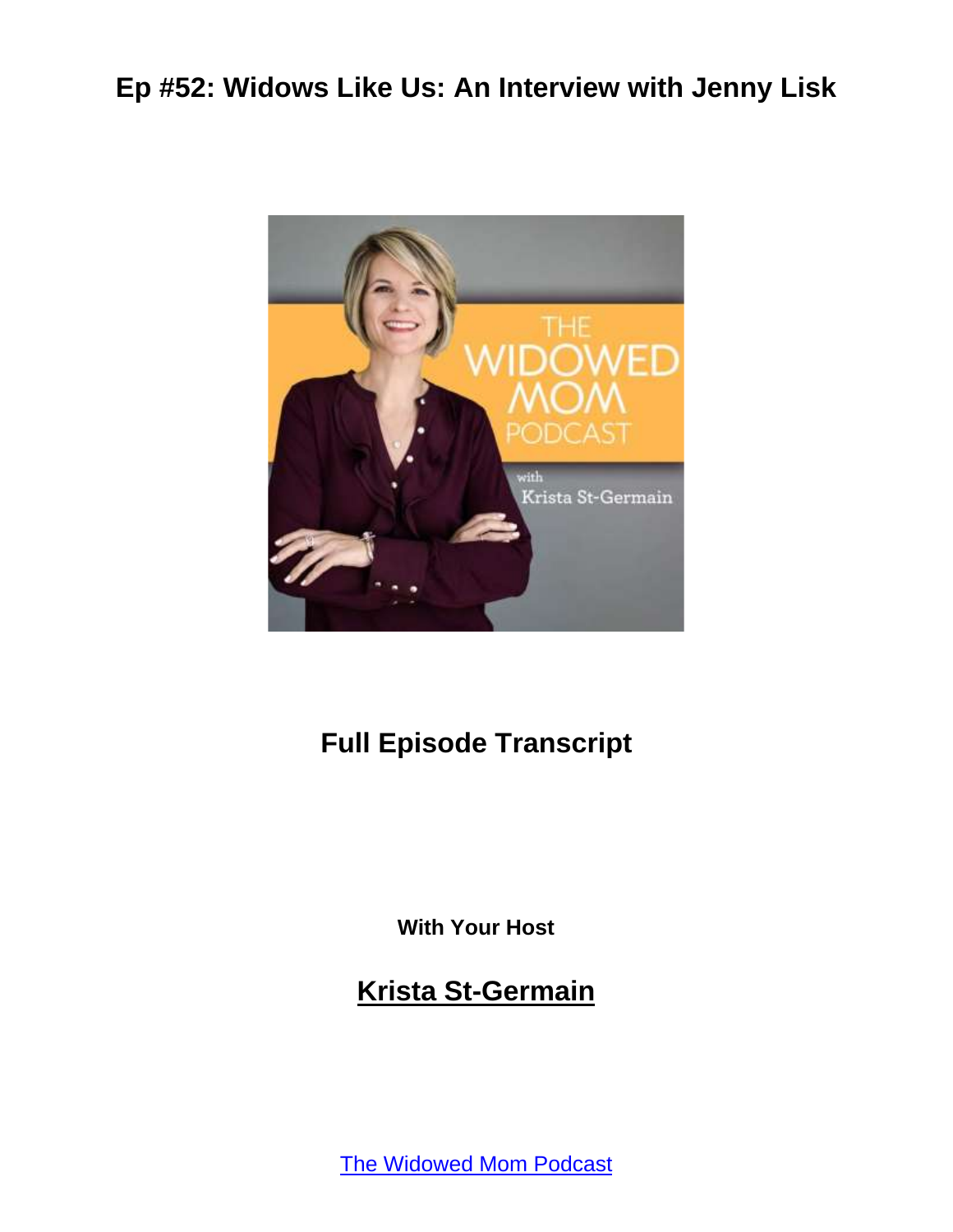# Ep #52: Widows Like Us: An Interview with Jenny Lisk

## Full Episode Transcript

**With Your Host**

## Krista St-Germain

[The Widowed Mom Podcast]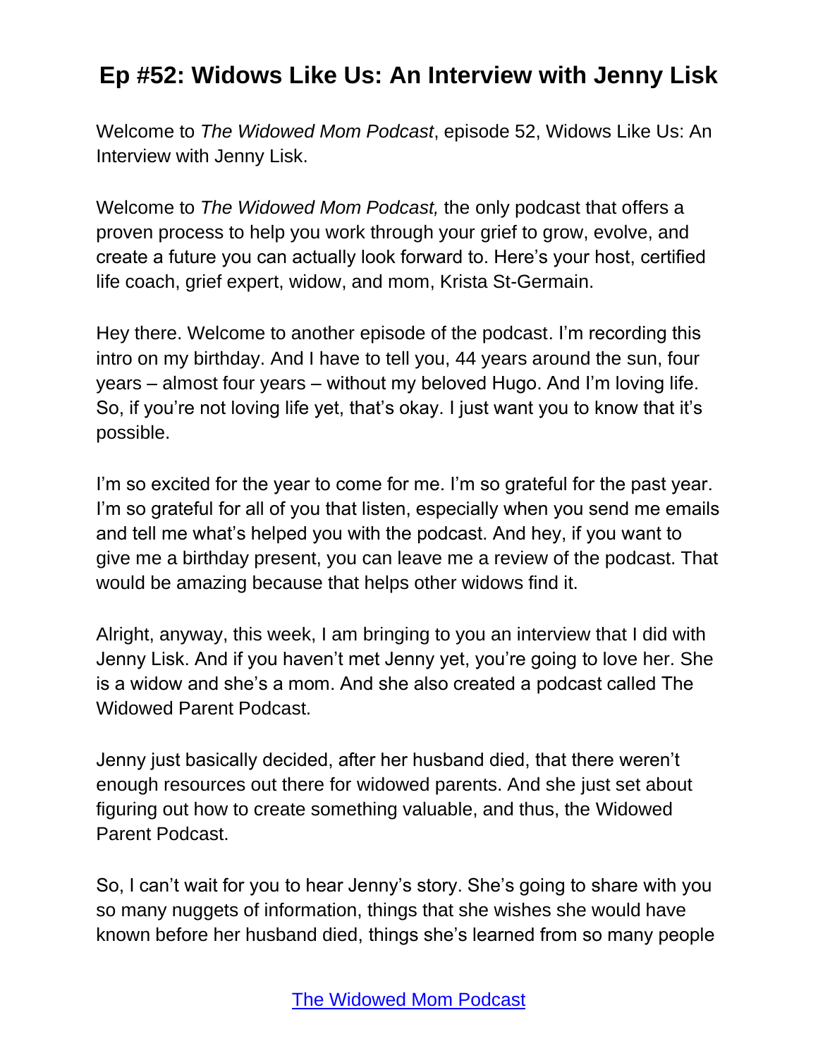# Ep #52: Widows Like Us: An Interview with Jenny Lisk

Welcome to *The Widowed Mom Podcast*, episode 52, Widows Like Us: An Interview with Jenny Lisk.

Welcome to *The Widowed Mom Podcast,* the only podcast that offers a proven process to help you work through your grief to grow, evolve, and create a future you can actually look forward to. Here's your host, certified life coach, grief expert, widow, and mom, Krista St-Germain.

Hey there. Welcome to another episode of the podcast. I'm recording this intro on my birthday. And I have to tell you, 44 years around the sun, four years – almost four years – without my beloved Hugo. And I'm loving life. So, if you're not loving life yet, that's okay. I just want you to know that it's possible.

I'm so excited for the year to come for me. I'm so grateful for the past year. I'm so grateful for all of you that listen, especially when you send me emails and tell me what's helped you with the podcast. And hey, if you want to give me a birthday present, you can leave me a review of the podcast. That would be amazing because that helps other widows find it.

Alright, anyway, this week, I am bringing to you an interview that I did with Jenny Lisk. And if you haven't met Jenny yet, you're going to love her. She is a widow and she's a mom. And she also created a podcast called The Widowed Parent Podcast.

Jenny just basically decided, after her husband died, that there weren't enough resources out there for widowed parents. And she just set about figuring out how to create something valuable, and thus, the Widowed Parent Podcast.

So, I can't wait for you to hear Jenny's story. She's going to share with you so many nuggets of information, things that she wishes she would have known before her husband died, things she's learned from so many people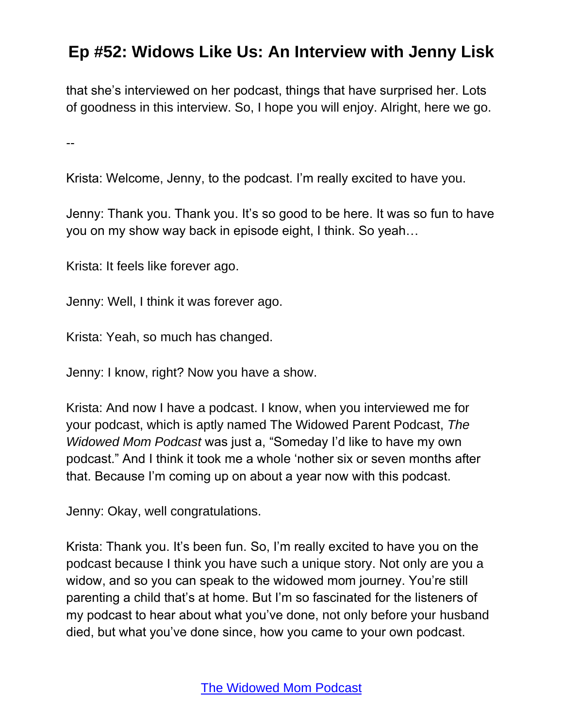that she's interviewed on her podcast, things that have surprised her. Lots of goodness in this interview. So, I hope you will enjoy. Alright, here we go.

--

Krista: Welcome, Jenny, to the podcast. I'm really excited to have you.

Jenny: Thank you. Thank you. It's so good to be here. It was so fun to have you on my show way back in episode eight, I think. So yeah…

Krista: It feels like forever ago.

Jenny: Well, I think it was forever ago.

Krista: Yeah, so much has changed.

Jenny: I know, right? Now you have a show.

Krista: And now I have a podcast. I know, when you interviewed me for your podcast, which is aptly named The Widowed Parent Podcast, *The Widowed Mom Podcast* was just a, "Someday I'd like to have my own podcast." And I think it took me a whole 'nother six or seven months after that. Because I'm coming up on about a year now with this podcast.

Jenny: Okay, well congratulations.

Krista: Thank you. It's been fun. So, I'm really excited to have you on the podcast because I think you have such a unique story. Not only are you a widow, and so you can speak to the widowed mom journey. You're still parenting a child that's at home. But I'm so fascinated for the listeners of my podcast to hear about what you've done, not only before your husband died, but what you've done since, how you came to your own podcast.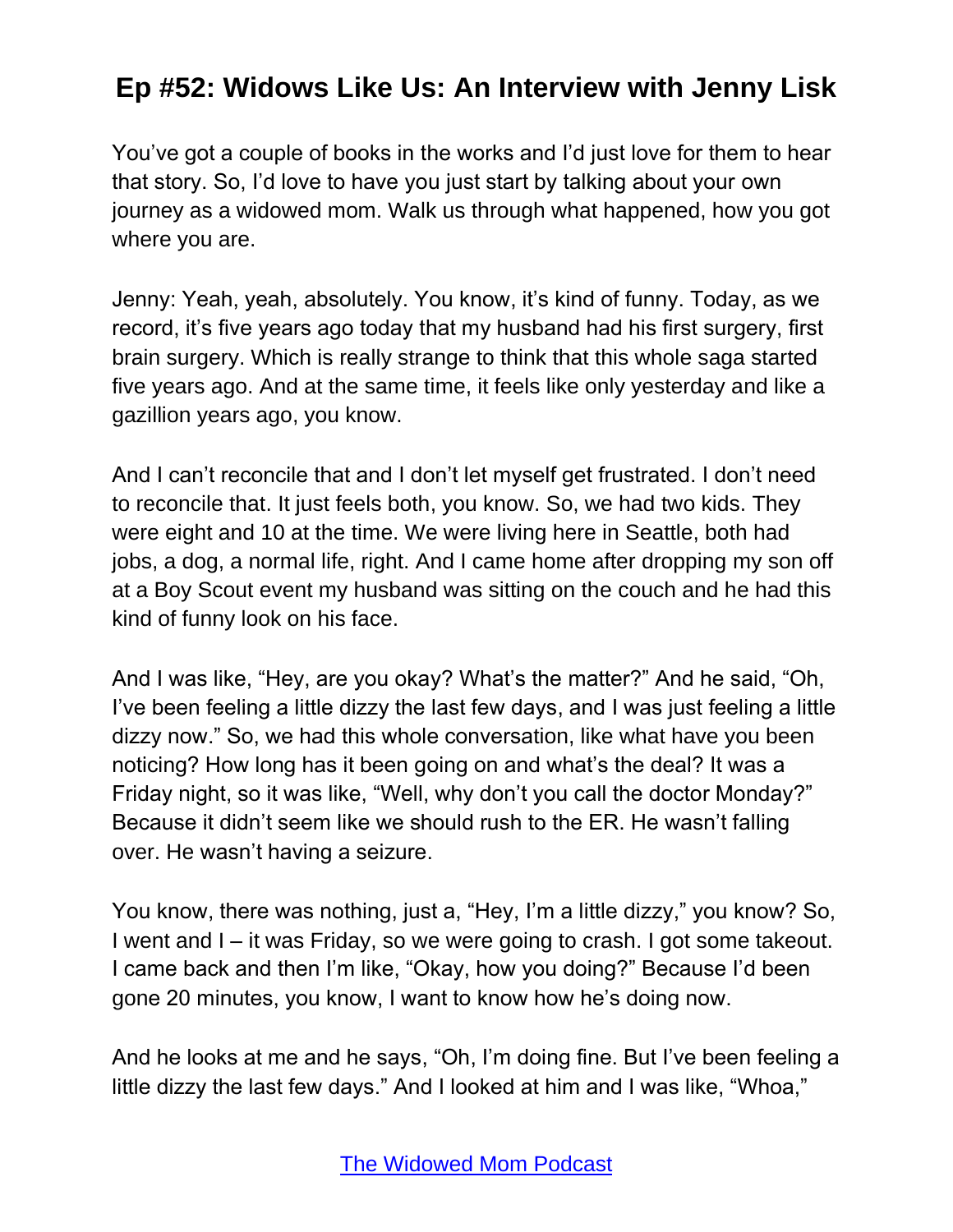You've got a couple of books in the works and I'd just love for them to hear that story. So, I'd love to have you just start by talking about your own journey as a widowed mom. Walk us through what happened, how you got where you are.

Jenny: Yeah, yeah, absolutely. You know, it's kind of funny. Today, as we record, it's five years ago today that my husband had his first surgery, first brain surgery. Which is really strange to think that this whole saga started five years ago. And at the same time, it feels like only yesterday and like a gazillion years ago, you know.

And I can't reconcile that and I don't let myself get frustrated. I don't need to reconcile that. It just feels both, you know. So, we had two kids. They were eight and 10 at the time. We were living here in Seattle, both had jobs, a dog, a normal life, right. And I came home after dropping my son off at a Boy Scout event my husband was sitting on the couch and he had this kind of funny look on his face.

And I was like, "Hey, are you okay? What's the matter?" And he said, "Oh, I've been feeling a little dizzy the last few days, and I was just feeling a little dizzy now." So, we had this whole conversation, like what have you been noticing? How long has it been going on and what's the deal? It was a Friday night, so it was like, "Well, why don't you call the doctor Monday?" Because it didn't seem like we should rush to the ER. He wasn't falling over. He wasn't having a seizure.

You know, there was nothing, just a, "Hey, I'm a little dizzy," you know? So, I went and I – it was Friday, so we were going to crash. I got some takeout. I came back and then I'm like, "Okay, how you doing?" Because I'd been gone 20 minutes, you know, I want to know how he's doing now.

And he looks at me and he says, "Oh, I'm doing fine. But I've been feeling a little dizzy the last few days." And I looked at him and I was like, "Whoa,"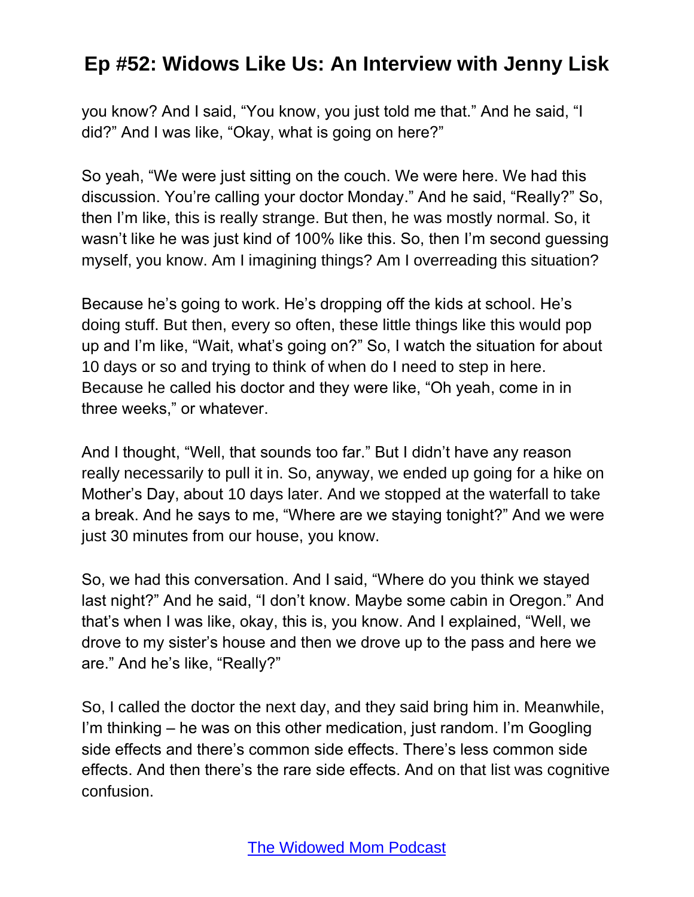you know? And I said, "You know, you just told me that." And he said, "I did?" And I was like, "Okay, what is going on here?"

So yeah, "We were just sitting on the couch. We were here. We had this discussion. You're calling your doctor Monday." And he said, "Really?" So, then I'm like, this is really strange. But then, he was mostly normal. So, it wasn't like he was just kind of 100% like this. So, then I'm second guessing myself, you know. Am I imagining things? Am I overreading this situation?

Because he's going to work. He's dropping off the kids at school. He's doing stuff. But then, every so often, these little things like this would pop up and I'm like, "Wait, what's going on?" So, I watch the situation for about 10 days or so and trying to think of when do I need to step in here. Because he called his doctor and they were like, "Oh yeah, come in in three weeks," or whatever.

And I thought, "Well, that sounds too far." But I didn't have any reason really necessarily to pull it in. So, anyway, we ended up going for a hike on Mother's Day, about 10 days later. And we stopped at the waterfall to take a break. And he says to me, "Where are we staying tonight?" And we were just 30 minutes from our house, you know.

So, we had this conversation. And I said, "Where do you think we stayed last night?" And he said, "I don't know. Maybe some cabin in Oregon." And that's when I was like, okay, this is, you know. And I explained, "Well, we drove to my sister's house and then we drove up to the pass and here we are." And he's like, "Really?"

So, I called the doctor the next day, and they said bring him in. Meanwhile, I'm thinking – he was on this other medication, just random. I'm Googling side effects and there's common side effects. There's less common side effects. And then there's the rare side effects. And on that list was cognitive confusion.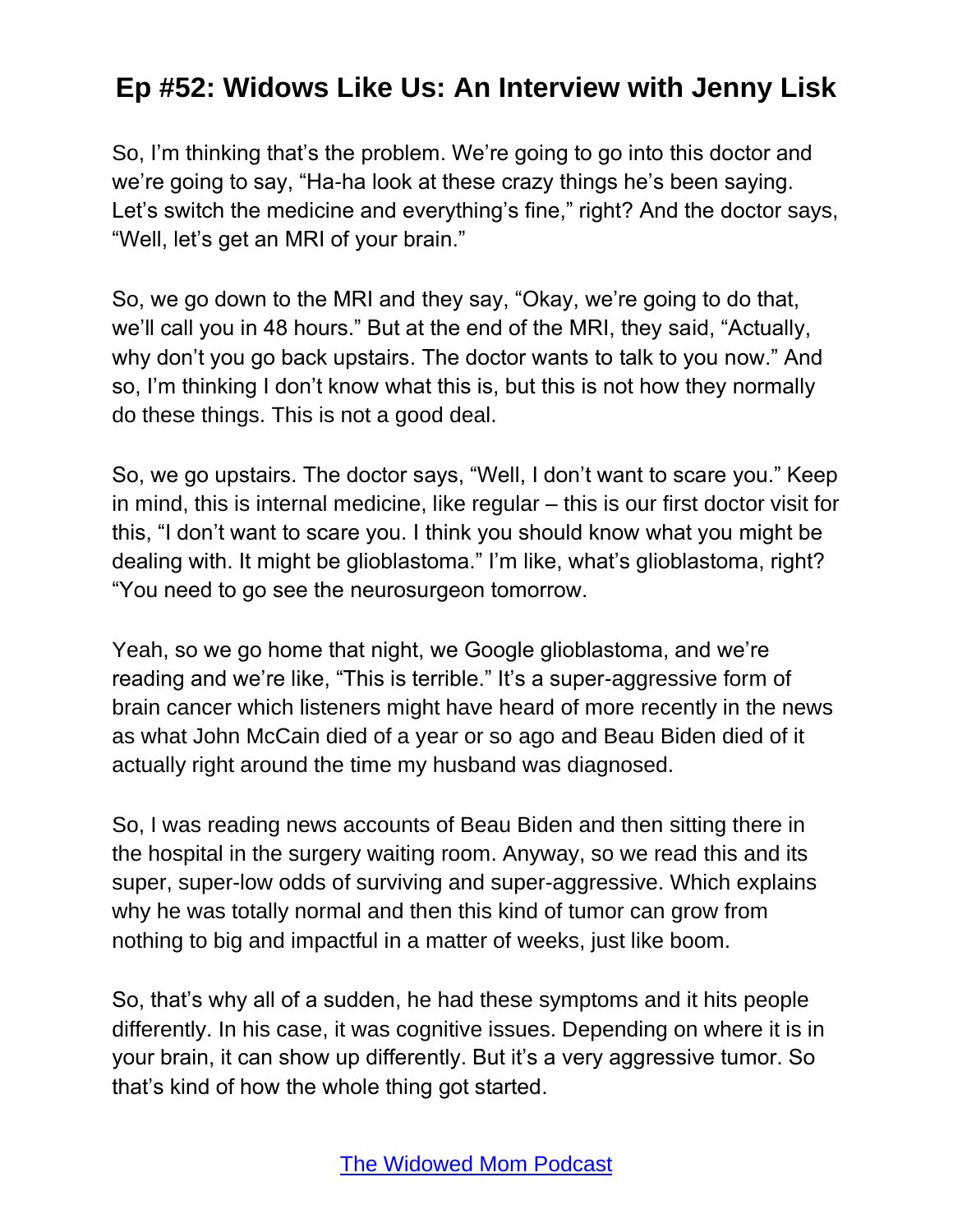So, I'm thinking that's the problem. We're going to go into this doctor and we're going to say, "Ha-ha look at these crazy things he's been saying. Let's switch the medicine and everything's fine," right? And the doctor says, "Well, let's get an MRI of your brain."

So, we go down to the MRI and they say, "Okay, we're going to do that, we'll call you in 48 hours." But at the end of the MRI, they said, "Actually, why don't you go back upstairs. The doctor wants to talk to you now." And so, I'm thinking I don't know what this is, but this is not how they normally do these things. This is not a good deal.

So, we go upstairs. The doctor says, "Well, I don't want to scare you." Keep in mind, this is internal medicine, like regular – this is our first doctor visit for this, "I don't want to scare you. I think you should know what you might be dealing with. It might be glioblastoma." I'm like, what's glioblastoma, right? "You need to go see the neurosurgeon tomorrow.

Yeah, so we go home that night, we Google glioblastoma, and we're reading and we're like, "This is terrible." It's a super-aggressive form of brain cancer which listeners might have heard of more recently in the news as what John McCain died of a year or so ago and Beau Biden died of it actually right around the time my husband was diagnosed.

So, I was reading news accounts of Beau Biden and then sitting there in the hospital in the surgery waiting room. Anyway, so we read this and its super, super-low odds of surviving and super-aggressive. Which explains why he was totally normal and then this kind of tumor can grow from nothing to big and impactful in a matter of weeks, just like boom.

So, that's why all of a sudden, he had these symptoms and it hits people differently. In his case, it was cognitive issues. Depending on where it is in your brain, it can show up differently. But it's a very aggressive tumor. So that's kind of how the whole thing got started.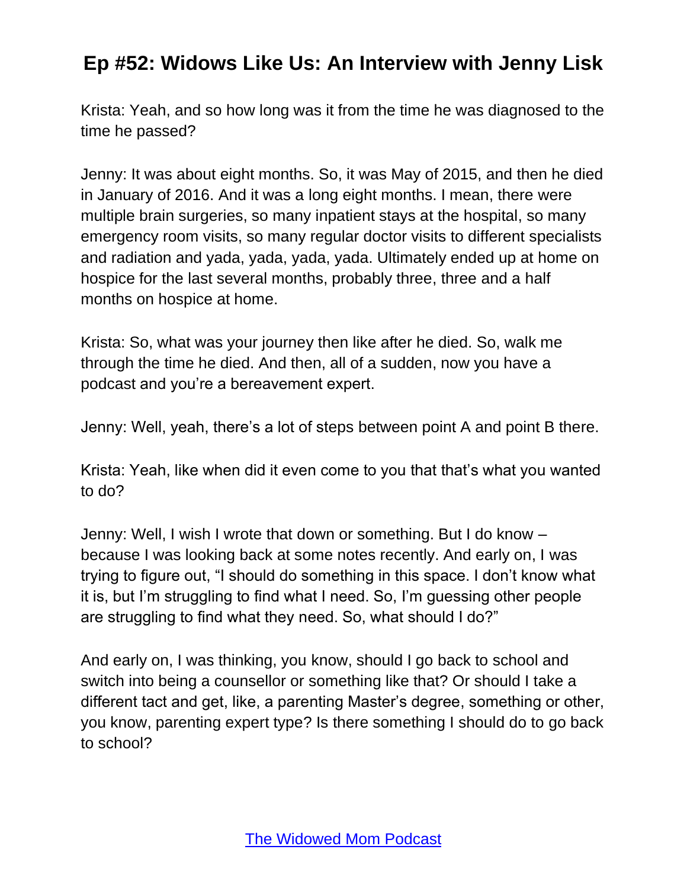Krista: Yeah, and so how long was it from the time he was diagnosed to the time he passed?

Jenny: It was about eight months. So, it was May of 2015, and then he died in January of 2016. And it was a long eight months. I mean, there were multiple brain surgeries, so many inpatient stays at the hospital, so many emergency room visits, so many regular doctor visits to different specialists and radiation and yada, yada, yada, yada. Ultimately ended up at home on hospice for the last several months, probably three, three and a half months on hospice at home.

Krista: So, what was your journey then like after he died. So, walk me through the time he died. And then, all of a sudden, now you have a podcast and you're a bereavement expert.

Jenny: Well, yeah, there's a lot of steps between point A and point B there.

Krista: Yeah, like when did it even come to you that that's what you wanted to do?

Jenny: Well, I wish I wrote that down or something. But I do know – because I was looking back at some notes recently. And early on, I was trying to figure out, "I should do something in this space. I don't know what it is, but I'm struggling to find what I need. So, I'm guessing other people are struggling to find what they need. So, what should I do?"

And early on, I was thinking, you know, should I go back to school and switch into being a counsellor or something like that? Or should I take a different tact and get, like, a parenting Master's degree, something or other, you know, parenting expert type? Is there something I should do to go back to school?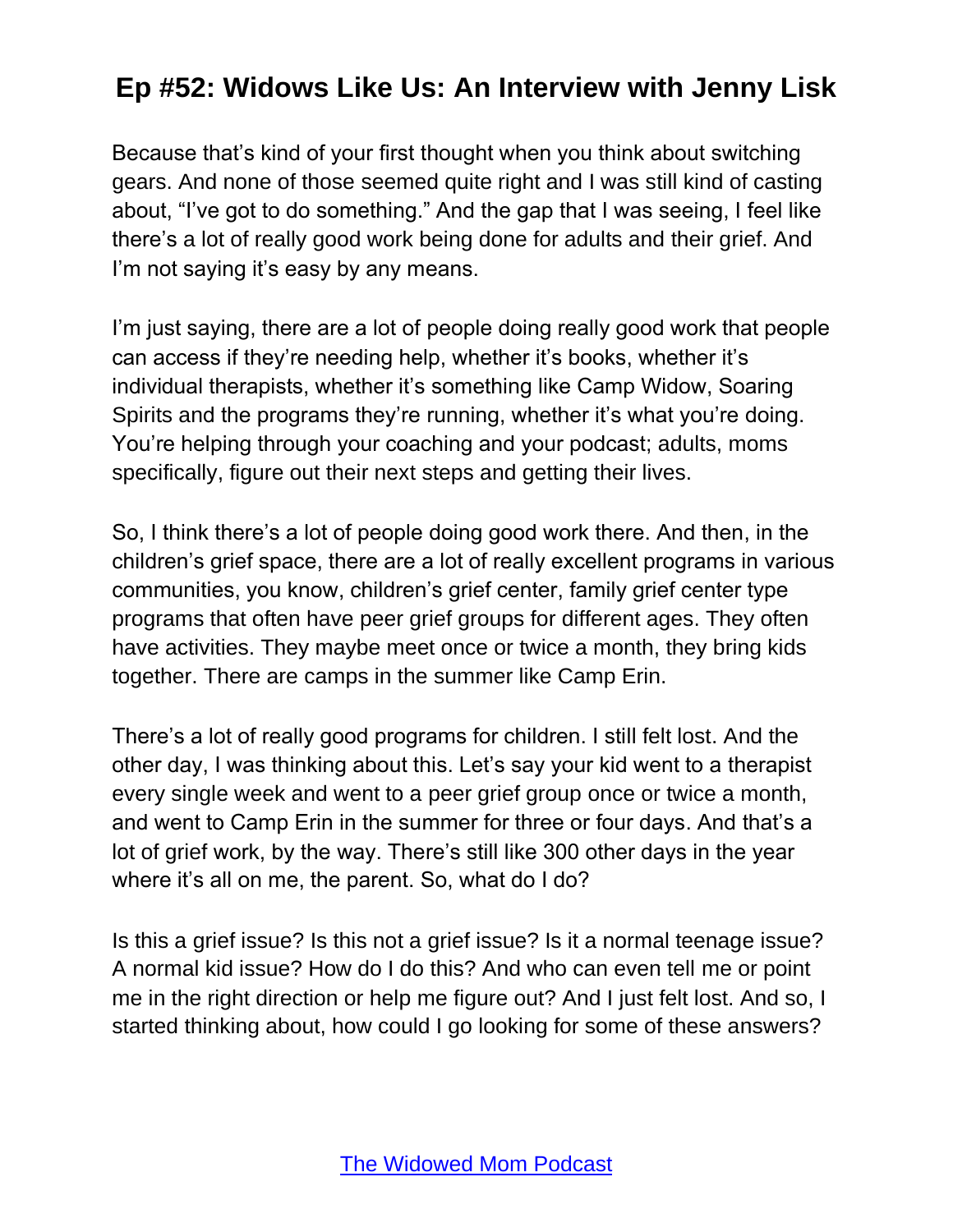Because that's kind of your first thought when you think about switching gears. And none of those seemed quite right and I was still kind of casting about, "I've got to do something." And the gap that I was seeing, I feel like there's a lot of really good work being done for adults and their grief. And I'm not saying it's easy by any means.

I'm just saying, there are a lot of people doing really good work that people can access if they're needing help, whether it's books, whether it's individual therapists, whether it's something like Camp Widow, Soaring Spirits and the programs they're running, whether it's what you're doing. You're helping through your coaching and your podcast; adults, moms specifically, figure out their next steps and getting their lives.

So, I think there's a lot of people doing good work there. And then, in the children's grief space, there are a lot of really excellent programs in various communities, you know, children's grief center, family grief center type programs that often have peer grief groups for different ages. They often have activities. They maybe meet once or twice a month, they bring kids together. There are camps in the summer like Camp Erin.

There's a lot of really good programs for children. I still felt lost. And the other day, I was thinking about this. Let's say your kid went to a therapist every single week and went to a peer grief group once or twice a month, and went to Camp Erin in the summer for three or four days. And that's a lot of grief work, by the way. There's still like 300 other days in the year where it's all on me, the parent. So, what do I do?

Is this a grief issue? Is this not a grief issue? Is it a normal teenage issue? A normal kid issue? How do I do this? And who can even tell me or point me in the right direction or help me figure out? And I just felt lost. And so, I started thinking about, how could I go looking for some of these answers?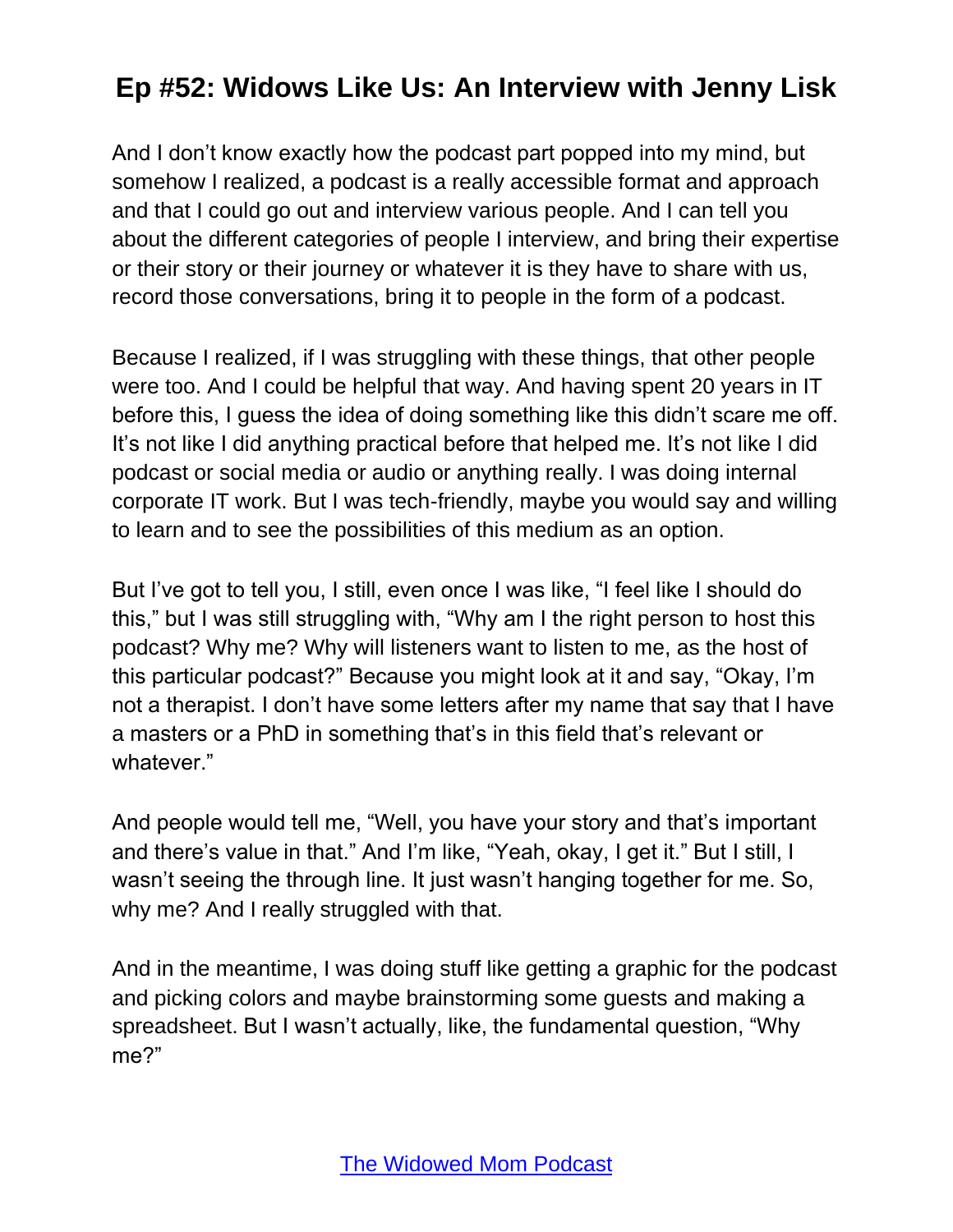And I don't know exactly how the podcast part popped into my mind, but somehow I realized, a podcast is a really accessible format and approach and that I could go out and interview various people. And I can tell you about the different categories of people I interview, and bring their expertise or their story or their journey or whatever it is they have to share with us, record those conversations, bring it to people in the form of a podcast.

Because I realized, if I was struggling with these things, that other people were too. And I could be helpful that way. And having spent 20 years in IT before this, I guess the idea of doing something like this didn't scare me off. It's not like I did anything practical before that helped me. It's not like I did podcast or social media or audio or anything really. I was doing internal corporate IT work. But I was tech-friendly, maybe you would say and willing to learn and to see the possibilities of this medium as an option.

But I've got to tell you, I still, even once I was like, "I feel like I should do this," but I was still struggling with, "Why am I the right person to host this podcast? Why me? Why will listeners want to listen to me, as the host of this particular podcast?" Because you might look at it and say, "Okay, I'm not a therapist. I don't have some letters after my name that say that I have a masters or a PhD in something that's in this field that's relevant or whatever."

And people would tell me, "Well, you have your story and that's important and there's value in that." And I'm like, "Yeah, okay, I get it." But I still, I wasn't seeing the through line. It just wasn't hanging together for me. So, why me? And I really struggled with that.

And in the meantime, I was doing stuff like getting a graphic for the podcast and picking colors and maybe brainstorming some guests and making a spreadsheet. But I wasn't actually, like, the fundamental question, "Why me?"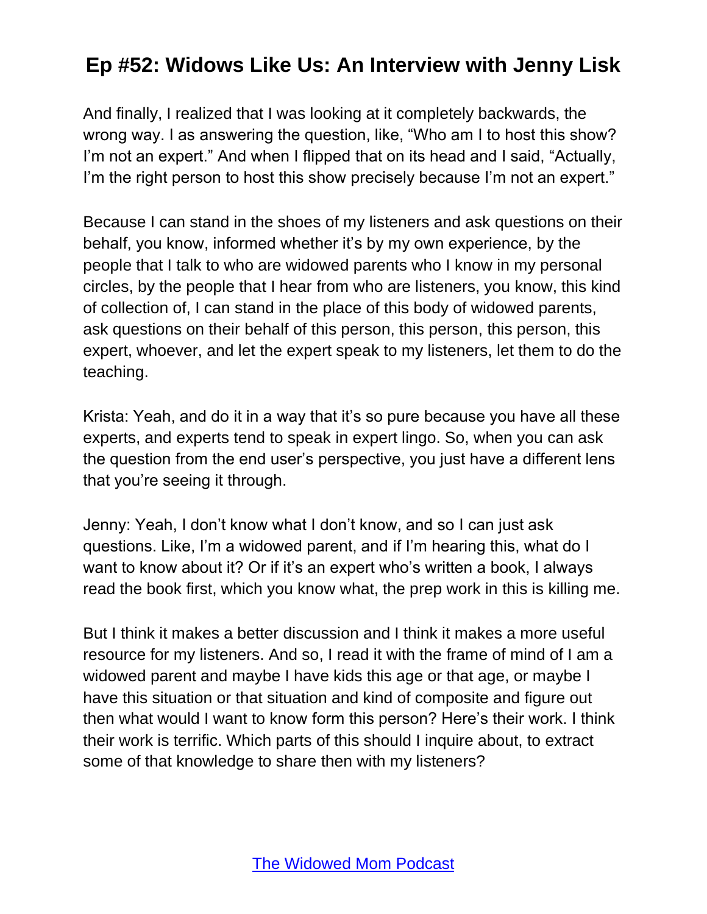And finally, I realized that I was looking at it completely backwards, the wrong way. I as answering the question, like, "Who am I to host this show? I'm not an expert." And when I flipped that on its head and I said, "Actually, I'm the right person to host this show precisely because I'm not an expert."

Because I can stand in the shoes of my listeners and ask questions on their behalf, you know, informed whether it's by my own experience, by the people that I talk to who are widowed parents who I know in my personal circles, by the people that I hear from who are listeners, you know, this kind of collection of, I can stand in the place of this body of widowed parents, ask questions on their behalf of this person, this person, this person, this expert, whoever, and let the expert speak to my listeners, let them to do the teaching.

Krista: Yeah, and do it in a way that it's so pure because you have all these experts, and experts tend to speak in expert lingo. So, when you can ask the question from the end user's perspective, you just have a different lens that you're seeing it through.

Jenny: Yeah, I don't know what I don't know, and so I can just ask questions. Like, I'm a widowed parent, and if I'm hearing this, what do I want to know about it? Or if it's an expert who's written a book, I always read the book first, which you know what, the prep work in this is killing me.

But I think it makes a better discussion and I think it makes a more useful resource for my listeners. And so, I read it with the frame of mind of I am a widowed parent and maybe I have kids this age or that age, or maybe I have this situation or that situation and kind of composite and figure out then what would I want to know form this person? Here's their work. I think their work is terrific. Which parts of this should I inquire about, to extract some of that knowledge to share then with my listeners?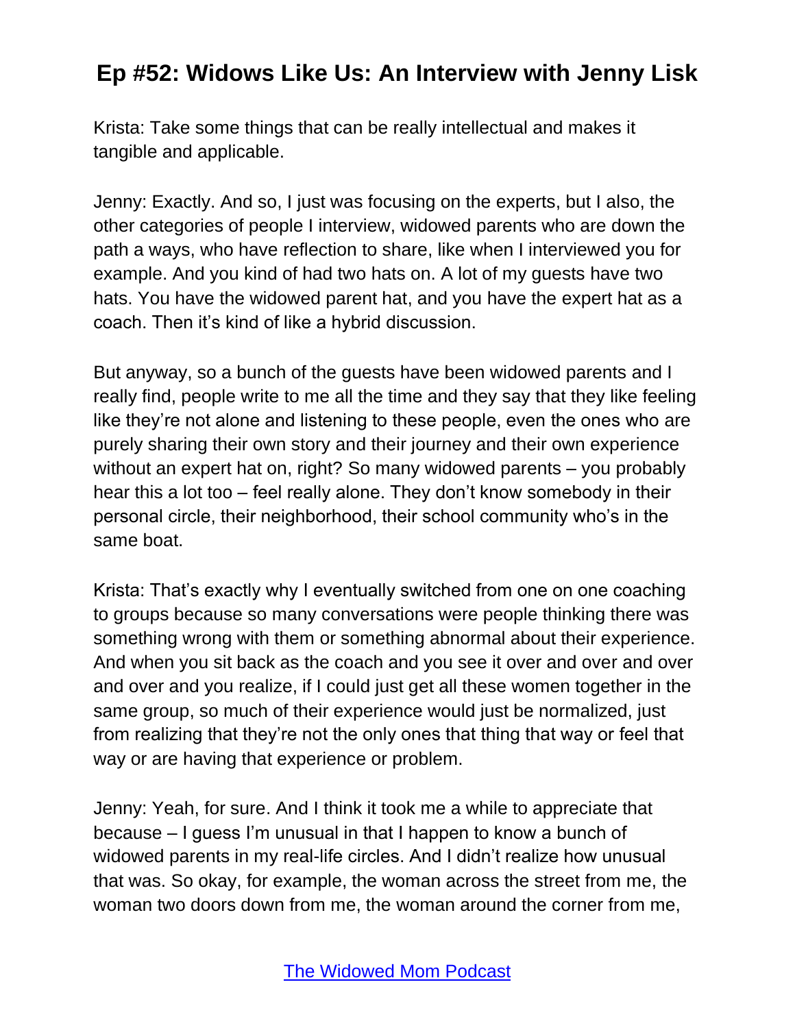Krista: Take some things that can be really intellectual and makes it tangible and applicable.

Jenny: Exactly. And so, I just was focusing on the experts, but I also, the other categories of people I interview, widowed parents who are down the path a ways, who have reflection to share, like when I interviewed you for example. And you kind of had two hats on. A lot of my guests have two hats. You have the widowed parent hat, and you have the expert hat as a coach. Then it's kind of like a hybrid discussion.

But anyway, so a bunch of the guests have been widowed parents and I really find, people write to me all the time and they say that they like feeling like they're not alone and listening to these people, even the ones who are purely sharing their own story and their journey and their own experience without an expert hat on, right? So many widowed parents – you probably hear this a lot too – feel really alone. They don't know somebody in their personal circle, their neighborhood, their school community who's in the same boat.

Krista: That's exactly why I eventually switched from one on one coaching to groups because so many conversations were people thinking there was something wrong with them or something abnormal about their experience. And when you sit back as the coach and you see it over and over and over and over and you realize, if I could just get all these women together in the same group, so much of their experience would just be normalized, just from realizing that they're not the only ones that thing that way or feel that way or are having that experience or problem.

Jenny: Yeah, for sure. And I think it took me a while to appreciate that because – I guess I'm unusual in that I happen to know a bunch of widowed parents in my real-life circles. And I didn't realize how unusual that was. So okay, for example, the woman across the street from me, the woman two doors down from me, the woman around the corner from me,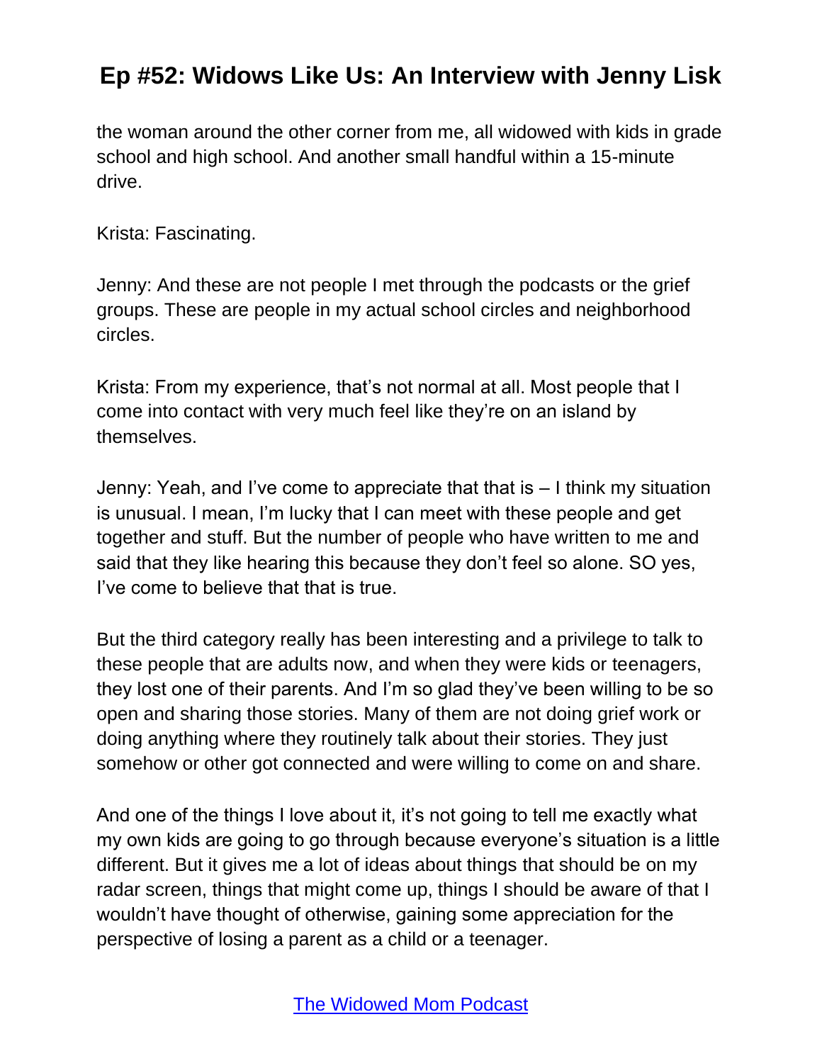the woman around the other corner from me, all widowed with kids in grade school and high school. And another small handful within a 15-minute drive.

Krista: Fascinating.

Jenny: And these are not people I met through the podcasts or the grief groups. These are people in my actual school circles and neighborhood circles.

Krista: From my experience, that's not normal at all. Most people that I come into contact with very much feel like they're on an island by themselves.

Jenny: Yeah, and I've come to appreciate that that is – I think my situation is unusual. I mean, I'm lucky that I can meet with these people and get together and stuff. But the number of people who have written to me and said that they like hearing this because they don't feel so alone. SO yes, I've come to believe that that is true.

But the third category really has been interesting and a privilege to talk to these people that are adults now, and when they were kids or teenagers, they lost one of their parents. And I'm so glad they've been willing to be so open and sharing those stories. Many of them are not doing grief work or doing anything where they routinely talk about their stories. They just somehow or other got connected and were willing to come on and share.

And one of the things I love about it, it's not going to tell me exactly what my own kids are going to go through because everyone's situation is a little different. But it gives me a lot of ideas about things that should be on my radar screen, things that might come up, things I should be aware of that I wouldn't have thought of otherwise, gaining some appreciation for the perspective of losing a parent as a child or a teenager.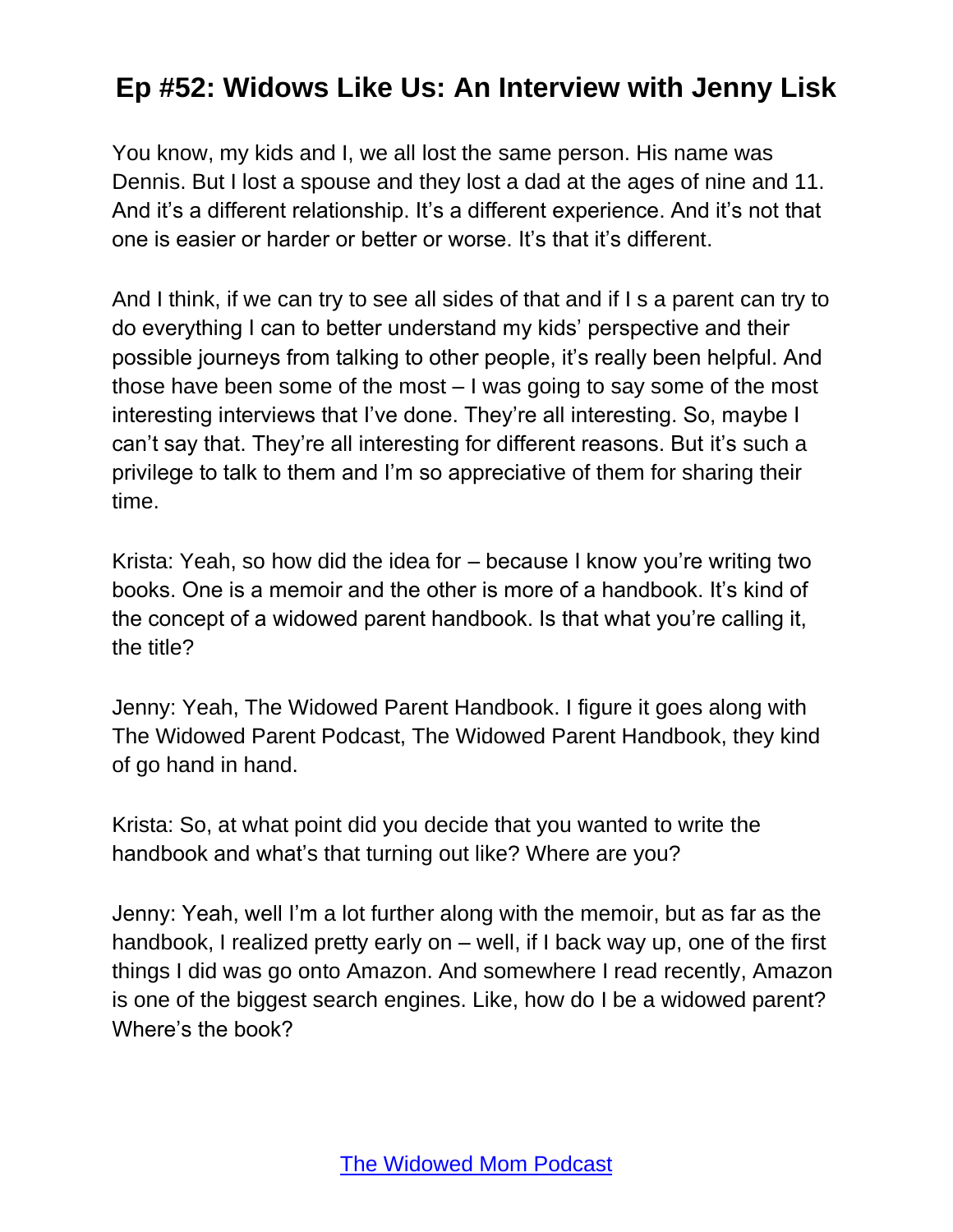You know, my kids and I, we all lost the same person. His name was Dennis. But I lost a spouse and they lost a dad at the ages of nine and 11. And it's a different relationship. It's a different experience. And it's not that one is easier or harder or better or worse. It's that it's different.

And I think, if we can try to see all sides of that and if I s a parent can try to do everything I can to better understand my kids' perspective and their possible journeys from talking to other people, it's really been helpful. And those have been some of the most – I was going to say some of the most interesting interviews that I've done. They're all interesting. So, maybe I can't say that. They're all interesting for different reasons. But it's such a privilege to talk to them and I'm so appreciative of them for sharing their time.

Krista: Yeah, so how did the idea for – because I know you're writing two books. One is a memoir and the other is more of a handbook. It's kind of the concept of a widowed parent handbook. Is that what you're calling it, the title?

Jenny: Yeah, The Widowed Parent Handbook. I figure it goes along with The Widowed Parent Podcast, The Widowed Parent Handbook, they kind of go hand in hand.

Krista: So, at what point did you decide that you wanted to write the handbook and what's that turning out like? Where are you?

Jenny: Yeah, well I'm a lot further along with the memoir, but as far as the handbook, I realized pretty early on – well, if I back way up, one of the first things I did was go onto Amazon. And somewhere I read recently, Amazon is one of the biggest search engines. Like, how do I be a widowed parent? Where's the book?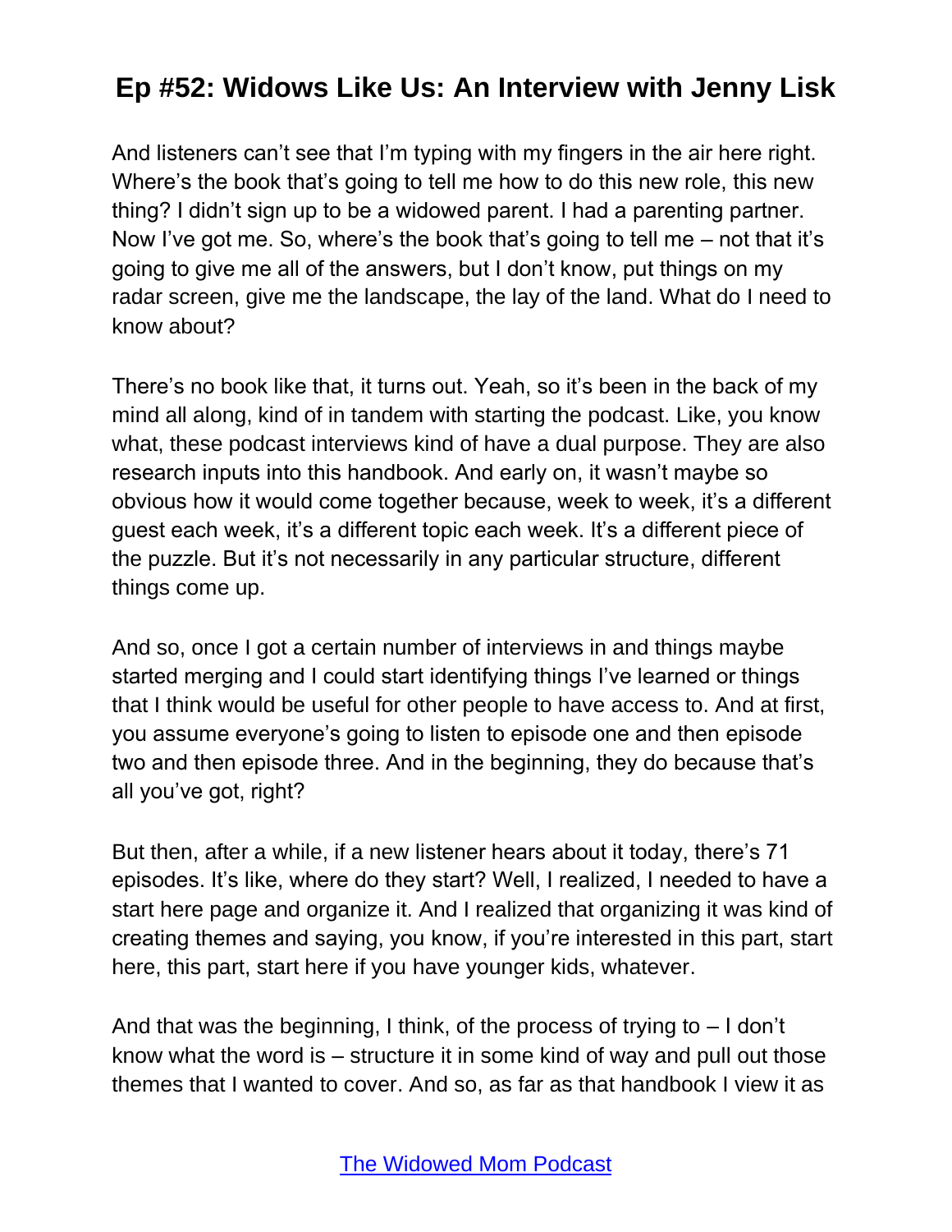And listeners can’t see that I’m typing with my fingers in the air here right. Where’s the book that’s going to tell me how to do this new role, this new thing? I didn’t sign up to be a widowed parent. I had a parenting partner. Now I’ve got me. So, where’s the book that’s going to tell me – not that it’s going to give me all of the answers, but I don’t know, put things on my radar screen, give me the landscape, the lay of the land. What do I need to know about?

There’s no book like that, it turns out. Yeah, so it’s been in the back of my mind all along, kind of in tandem with starting the podcast. Like, you know what, these podcast interviews kind of have a dual purpose. They are also research inputs into this handbook. And early on, it wasn’t maybe so obvious how it would come together because, week to week, it’s a different guest each week, it’s a different topic each week. It’s a different piece of the puzzle. But it’s not necessarily in any particular structure, different things come up.

And so, once I got a certain number of interviews in and things maybe started merging and I could start identifying things I’ve learned or things that I think would be useful for other people to have access to. And at first, you assume everyone’s going to listen to episode one and then episode two and then episode three. And in the beginning, they do because that’s all you’ve got, right?

But then, after a while, if a new listener hears about it today, there’s 71 episodes. It’s like, where do they start? Well, I realized, I needed to have a start here page and organize it. And I realized that organizing it was kind of creating themes and saying, you know, if you’re interested in this part, start here, this part, start here if you have younger kids, whatever.

And that was the beginning, I think, of the process of trying to – I don’t know what the word is – structure it in some kind of way and pull out those themes that I wanted to cover. And so, as far as that handbook I view it as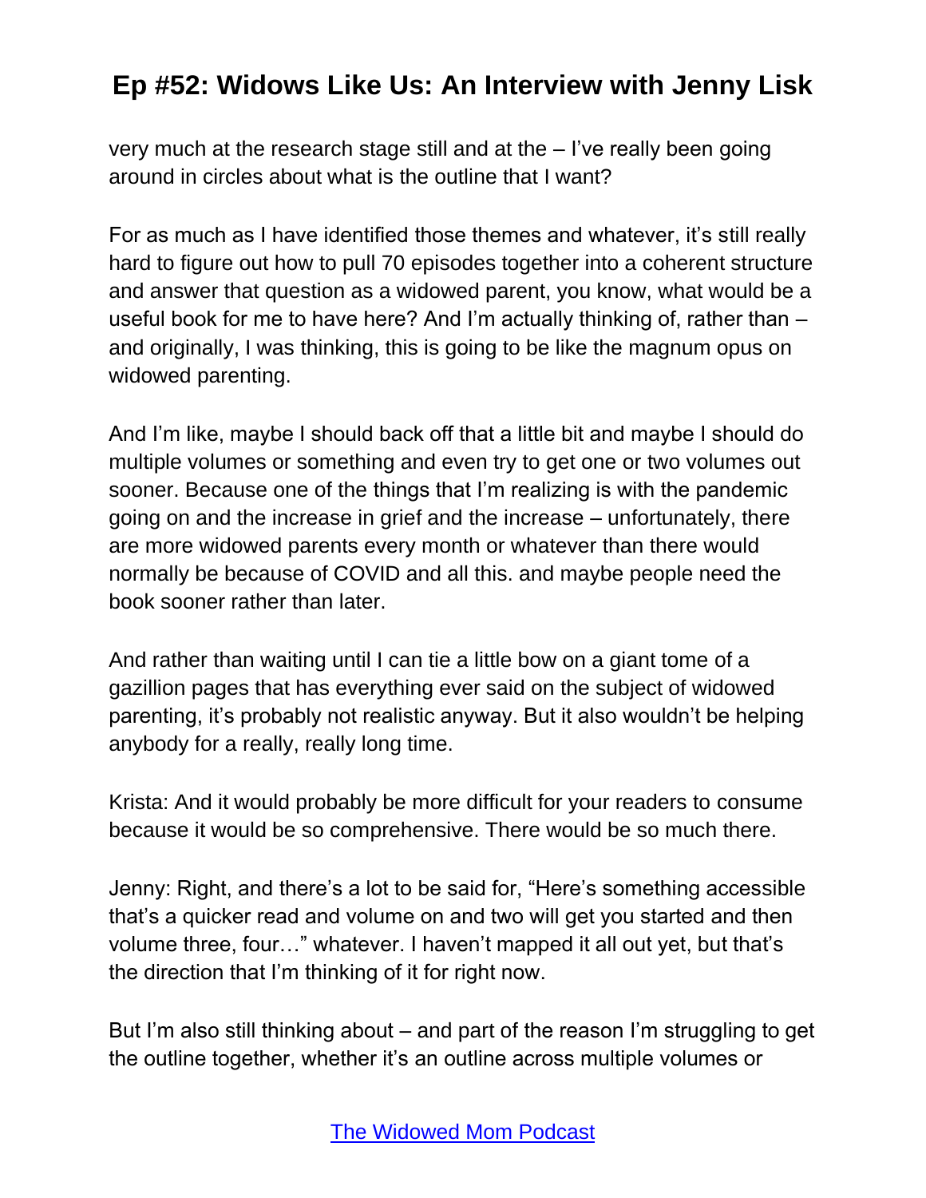very much at the research stage still and at the – I've really been going around in circles about what is the outline that I want?

For as much as I have identified those themes and whatever, it's still really hard to figure out how to pull 70 episodes together into a coherent structure and answer that question as a widowed parent, you know, what would be a useful book for me to have here? And I'm actually thinking of, rather than – and originally, I was thinking, this is going to be like the magnum opus on widowed parenting.

And I'm like, maybe I should back off that a little bit and maybe I should do multiple volumes or something and even try to get one or two volumes out sooner. Because one of the things that I'm realizing is with the pandemic going on and the increase in grief and the increase – unfortunately, there are more widowed parents every month or whatever than there would normally be because of COVID and all this. and maybe people need the book sooner rather than later.

And rather than waiting until I can tie a little bow on a giant tome of a gazillion pages that has everything ever said on the subject of widowed parenting, it's probably not realistic anyway. But it also wouldn't be helping anybody for a really, really long time.

Krista: And it would probably be more difficult for your readers to consume because it would be so comprehensive. There would be so much there.

Jenny: Right, and there's a lot to be said for, "Here's something accessible that's a quicker read and volume on and two will get you started and then volume three, four…" whatever. I haven't mapped it all out yet, but that's the direction that I'm thinking of it for right now.

But I'm also still thinking about – and part of the reason I'm struggling to get the outline together, whether it's an outline across multiple volumes or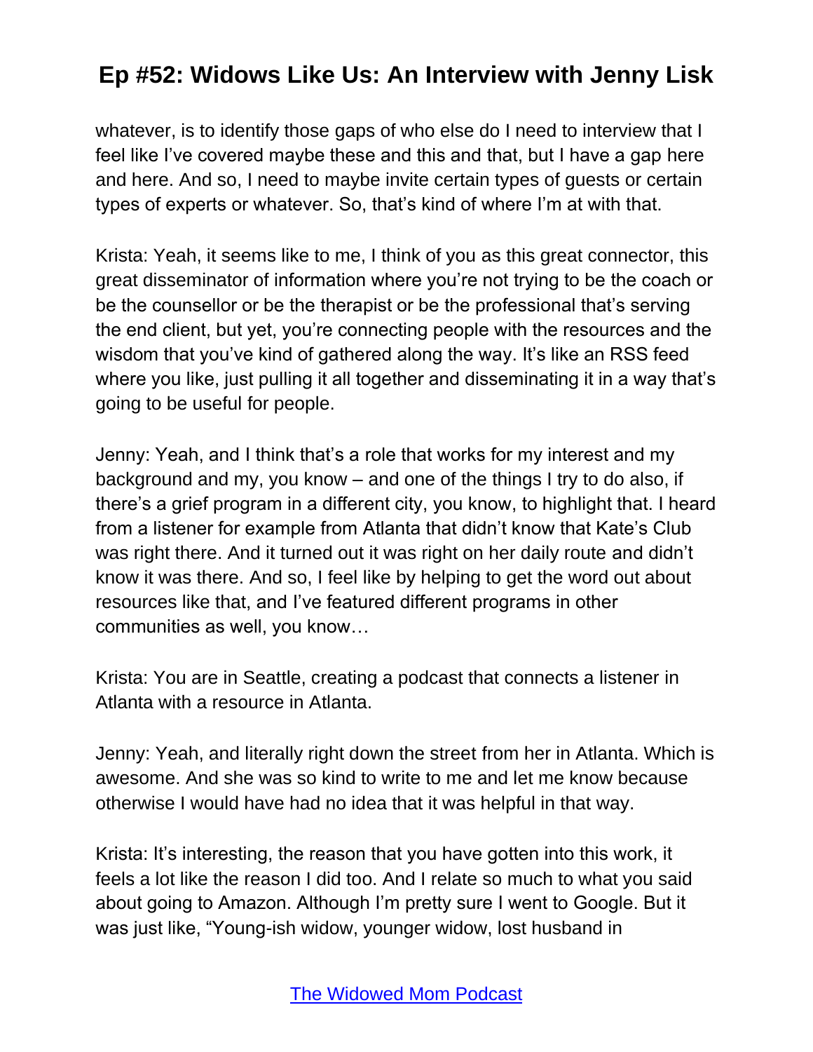whatever, is to identify those gaps of who else do I need to interview that I feel like I've covered maybe these and this and that, but I have a gap here and here. And so, I need to maybe invite certain types of guests or certain types of experts or whatever. So, that's kind of where I'm at with that.

Krista: Yeah, it seems like to me, I think of you as this great connector, this great disseminator of information where you're not trying to be the coach or be the counsellor or be the therapist or be the professional that's serving the end client, but yet, you're connecting people with the resources and the wisdom that you've kind of gathered along the way. It's like an RSS feed where you like, just pulling it all together and disseminating it in a way that's going to be useful for people.

Jenny: Yeah, and I think that's a role that works for my interest and my background and my, you know – and one of the things I try to do also, if there's a grief program in a different city, you know, to highlight that. I heard from a listener for example from Atlanta that didn't know that Kate's Club was right there. And it turned out it was right on her daily route and didn't know it was there. And so, I feel like by helping to get the word out about resources like that, and I've featured different programs in other communities as well, you know…

Krista: You are in Seattle, creating a podcast that connects a listener in Atlanta with a resource in Atlanta.

Jenny: Yeah, and literally right down the street from her in Atlanta. Which is awesome. And she was so kind to write to me and let me know because otherwise I would have had no idea that it was helpful in that way.

Krista: It's interesting, the reason that you have gotten into this work, it feels a lot like the reason I did too. And I relate so much to what you said about going to Amazon. Although I'm pretty sure I went to Google. But it was just like, "Young-ish widow, younger widow, lost husband in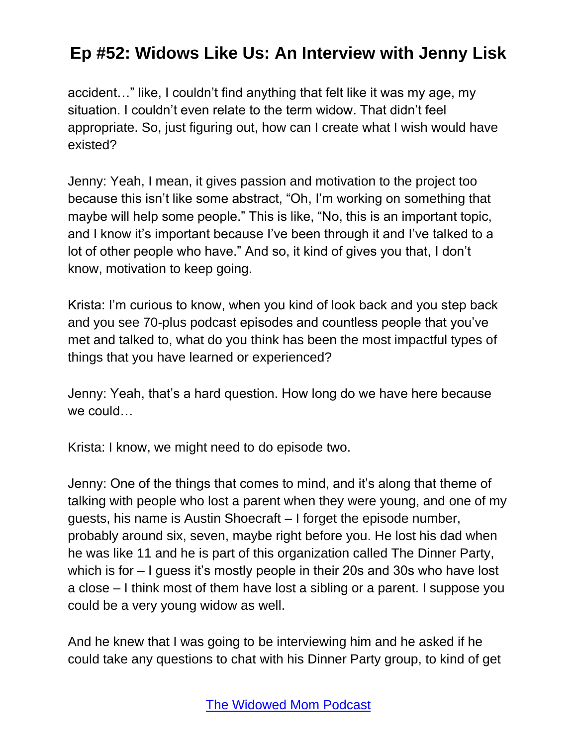accident…" like, I couldn't find anything that felt like it was my age, my situation. I couldn't even relate to the term widow. That didn't feel appropriate. So, just figuring out, how can I create what I wish would have existed?

Jenny: Yeah, I mean, it gives passion and motivation to the project too because this isn't like some abstract, "Oh, I'm working on something that maybe will help some people." This is like, "No, this is an important topic, and I know it's important because I've been through it and I've talked to a lot of other people who have." And so, it kind of gives you that, I don't know, motivation to keep going.

Krista: I'm curious to know, when you kind of look back and you step back and you see 70-plus podcast episodes and countless people that you've met and talked to, what do you think has been the most impactful types of things that you have learned or experienced?

Jenny: Yeah, that's a hard question. How long do we have here because we could…

Krista: I know, we might need to do episode two.

Jenny: One of the things that comes to mind, and it's along that theme of talking with people who lost a parent when they were young, and one of my guests, his name is Austin Shoecraft – I forget the episode number, probably around six, seven, maybe right before you. He lost his dad when he was like 11 and he is part of this organization called The Dinner Party, which is for – I guess it's mostly people in their 20s and 30s who have lost a close – I think most of them have lost a sibling or a parent. I suppose you could be a very young widow as well.

And he knew that I was going to be interviewing him and he asked if he could take any questions to chat with his Dinner Party group, to kind of get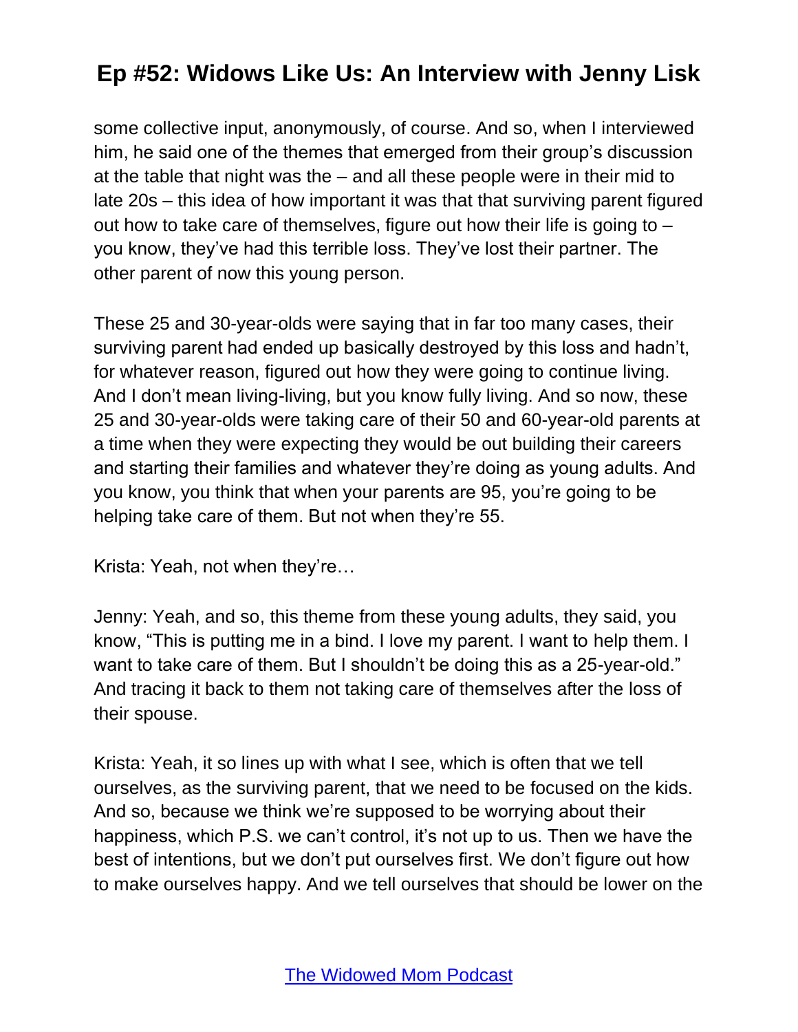some collective input, anonymously, of course. And so, when I interviewed him, he said one of the themes that emerged from their group's discussion at the table that night was the – and all these people were in their mid to late 20s – this idea of how important it was that that surviving parent figured out how to take care of themselves, figure out how their life is going to – you know, they've had this terrible loss. They've lost their partner. The other parent of now this young person.

These 25 and 30-year-olds were saying that in far too many cases, their surviving parent had ended up basically destroyed by this loss and hadn't, for whatever reason, figured out how they were going to continue living. And I don't mean living-living, but you know fully living. And so now, these 25 and 30-year-olds were taking care of their 50 and 60-year-old parents at a time when they were expecting they would be out building their careers and starting their families and whatever they're doing as young adults. And you know, you think that when your parents are 95, you're going to be helping take care of them. But not when they're 55.

Krista: Yeah, not when they're…

Jenny: Yeah, and so, this theme from these young adults, they said, you know, "This is putting me in a bind. I love my parent. I want to help them. I want to take care of them. But I shouldn't be doing this as a 25-year-old." And tracing it back to them not taking care of themselves after the loss of their spouse.

Krista: Yeah, it so lines up with what I see, which is often that we tell ourselves, as the surviving parent, that we need to be focused on the kids. And so, because we think we're supposed to be worrying about their happiness, which P.S. we can't control, it's not up to us. Then we have the best of intentions, but we don't put ourselves first. We don't figure out how to make ourselves happy. And we tell ourselves that should be lower on the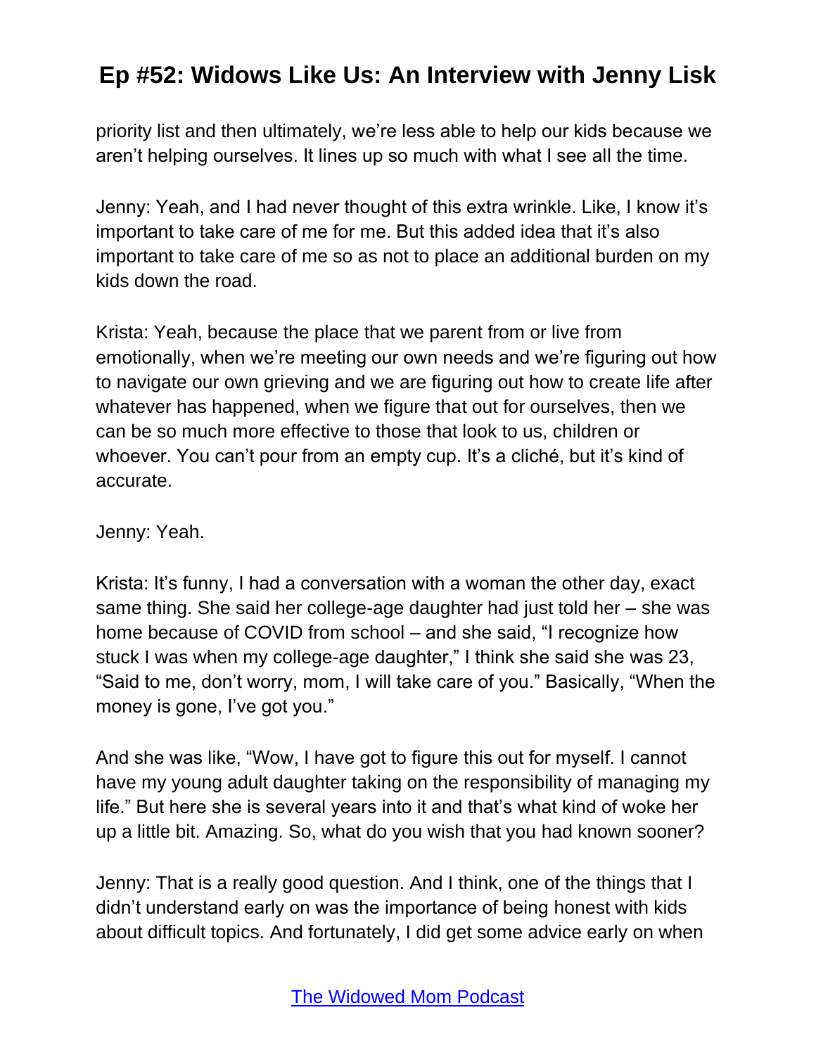priority list and then ultimately, we're less able to help our kids because we aren't helping ourselves. It lines up so much with what I see all the time.

Jenny: Yeah, and I had never thought of this extra wrinkle. Like, I know it's important to take care of me for me. But this added idea that it's also important to take care of me so as not to place an additional burden on my kids down the road.

Krista: Yeah, because the place that we parent from or live from emotionally, when we're meeting our own needs and we're figuring out how to navigate our own grieving and we are figuring out how to create life after whatever has happened, when we figure that out for ourselves, then we can be so much more effective to those that look to us, children or whoever. You can't pour from an empty cup. It's a cliché, but it's kind of accurate.

Jenny: Yeah.

Krista: It's funny, I had a conversation with a woman the other day, exact same thing. She said her college-age daughter had just told her – she was home because of COVID from school – and she said, "I recognize how stuck I was when my college-age daughter," I think she said she was 23, "Said to me, don't worry, mom, I will take care of you." Basically, "When the money is gone, I've got you."

And she was like, "Wow, I have got to figure this out for myself. I cannot have my young adult daughter taking on the responsibility of managing my life." But here she is several years into it and that's what kind of woke her up a little bit. Amazing. So, what do you wish that you had known sooner?

Jenny: That is a really good question. And I think, one of the things that I didn't understand early on was the importance of being honest with kids about difficult topics. And fortunately, I did get some advice early on when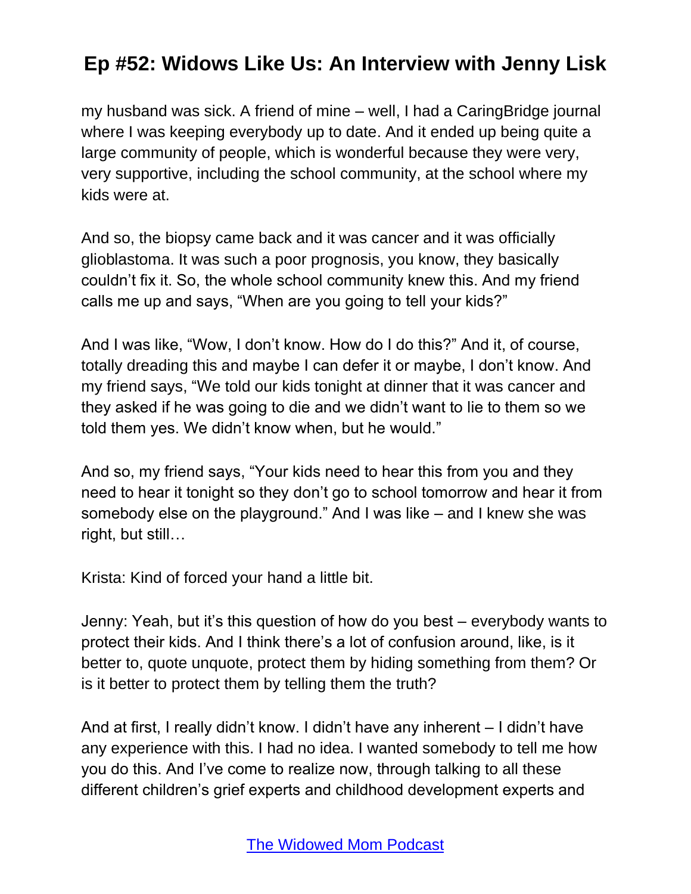my husband was sick. A friend of mine – well, I had a CaringBridge journal where I was keeping everybody up to date. And it ended up being quite a large community of people, which is wonderful because they were very, very supportive, including the school community, at the school where my kids were at.

And so, the biopsy came back and it was cancer and it was officially glioblastoma. It was such a poor prognosis, you know, they basically couldn't fix it. So, the whole school community knew this. And my friend calls me up and says, "When are you going to tell your kids?"

And I was like, "Wow, I don't know. How do I do this?" And it, of course, totally dreading this and maybe I can defer it or maybe, I don't know. And my friend says, "We told our kids tonight at dinner that it was cancer and they asked if he was going to die and we didn't want to lie to them so we told them yes. We didn't know when, but he would."

And so, my friend says, "Your kids need to hear this from you and they need to hear it tonight so they don't go to school tomorrow and hear it from somebody else on the playground." And I was like – and I knew she was right, but still…

Krista: Kind of forced your hand a little bit.

Jenny: Yeah, but it's this question of how do you best – everybody wants to protect their kids. And I think there's a lot of confusion around, like, is it better to, quote unquote, protect them by hiding something from them? Or is it better to protect them by telling them the truth?

And at first, I really didn't know. I didn't have any inherent – I didn't have any experience with this. I had no idea. I wanted somebody to tell me how you do this. And I've come to realize now, through talking to all these different children's grief experts and childhood development experts and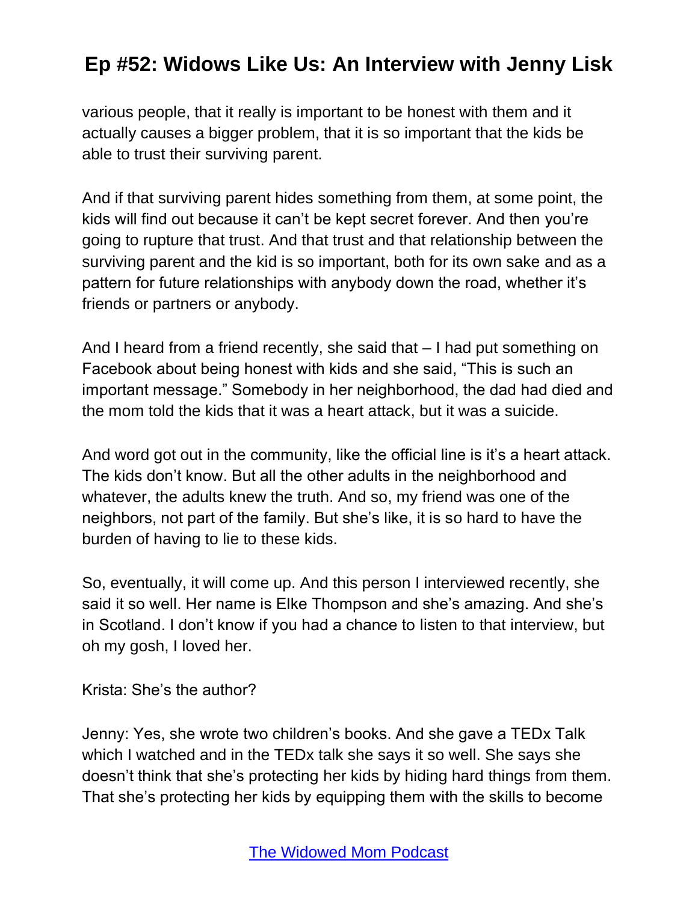various people, that it really is important to be honest with them and it actually causes a bigger problem, that it is so important that the kids be able to trust their surviving parent.

And if that surviving parent hides something from them, at some point, the kids will find out because it can't be kept secret forever. And then you're going to rupture that trust. And that trust and that relationship between the surviving parent and the kid is so important, both for its own sake and as a pattern for future relationships with anybody down the road, whether it's friends or partners or anybody.

And I heard from a friend recently, she said that – I had put something on Facebook about being honest with kids and she said, "This is such an important message." Somebody in her neighborhood, the dad had died and the mom told the kids that it was a heart attack, but it was a suicide.

And word got out in the community, like the official line is it's a heart attack. The kids don't know. But all the other adults in the neighborhood and whatever, the adults knew the truth. And so, my friend was one of the neighbors, not part of the family. But she's like, it is so hard to have the burden of having to lie to these kids.

So, eventually, it will come up. And this person I interviewed recently, she said it so well. Her name is Elke Thompson and she's amazing. And she's in Scotland. I don't know if you had a chance to listen to that interview, but oh my gosh, I loved her.

Krista: She's the author?

Jenny: Yes, she wrote two children's books. And she gave a TEDx Talk which I watched and in the TEDx talk she says it so well. She says she doesn't think that she's protecting her kids by hiding hard things from them. That she's protecting her kids by equipping them with the skills to become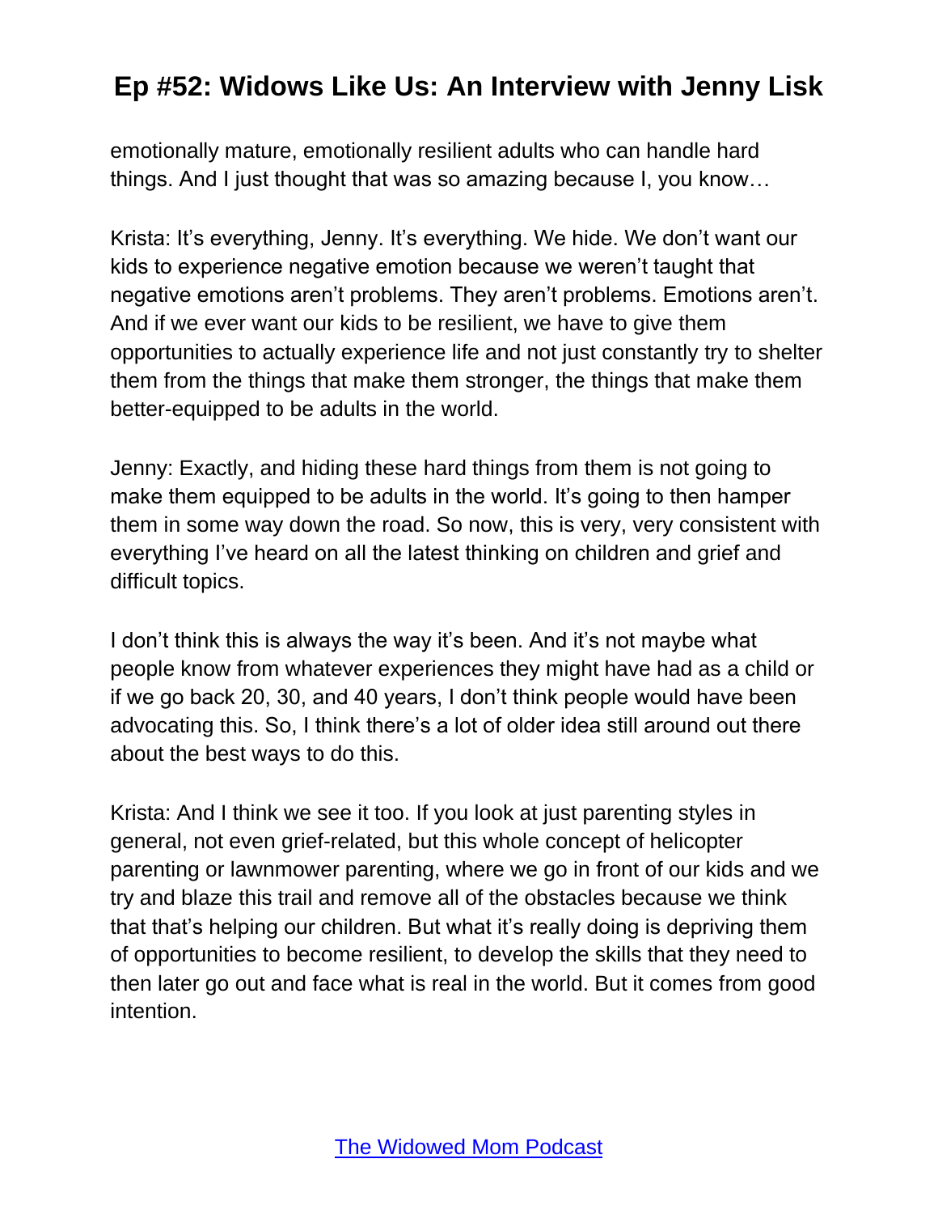emotionally mature, emotionally resilient adults who can handle hard things. And I just thought that was so amazing because I, you know…

Krista: It's everything, Jenny. It's everything. We hide. We don't want our kids to experience negative emotion because we weren't taught that negative emotions aren't problems. They aren't problems. Emotions aren't. And if we ever want our kids to be resilient, we have to give them opportunities to actually experience life and not just constantly try to shelter them from the things that make them stronger, the things that make them better-equipped to be adults in the world.

Jenny: Exactly, and hiding these hard things from them is not going to make them equipped to be adults in the world. It's going to then hamper them in some way down the road. So now, this is very, very consistent with everything I've heard on all the latest thinking on children and grief and difficult topics.

I don't think this is always the way it's been. And it's not maybe what people know from whatever experiences they might have had as a child or if we go back 20, 30, and 40 years, I don't think people would have been advocating this. So, I think there's a lot of older idea still around out there about the best ways to do this.

Krista: And I think we see it too. If you look at just parenting styles in general, not even grief-related, but this whole concept of helicopter parenting or lawnmower parenting, where we go in front of our kids and we try and blaze this trail and remove all of the obstacles because we think that that's helping our children. But what it's really doing is depriving them of opportunities to become resilient, to develop the skills that they need to then later go out and face what is real in the world. But it comes from good intention.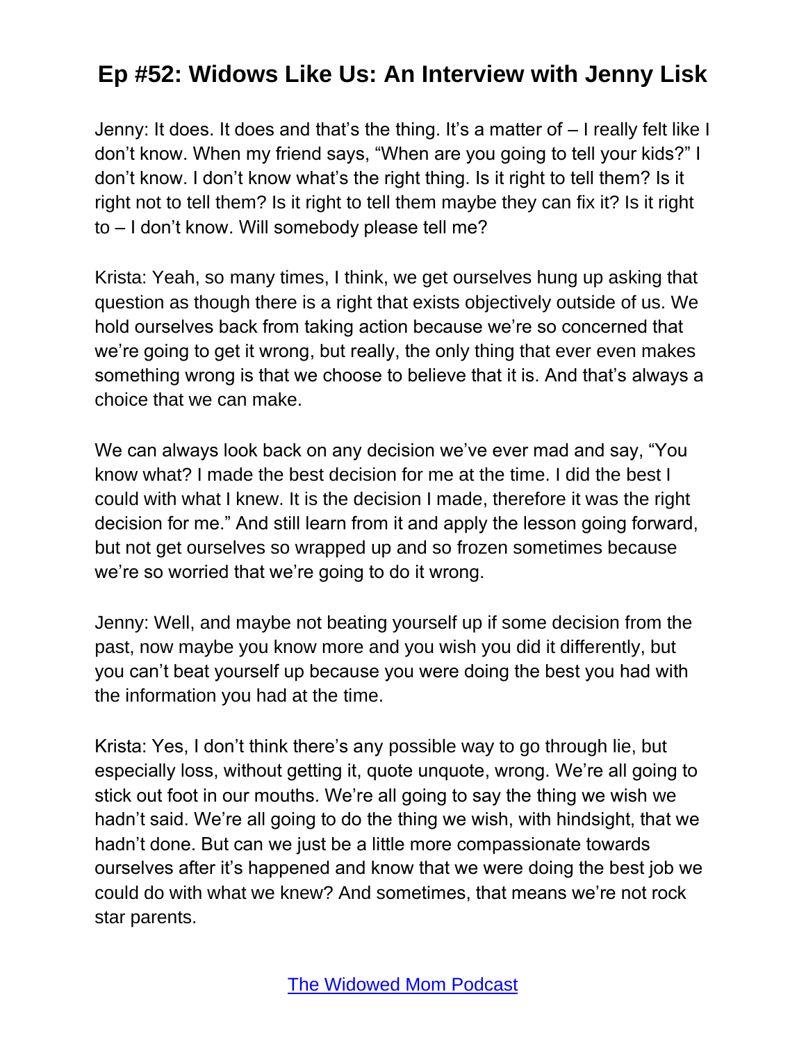Jenny: It does. It does and that's the thing. It's a matter of – I really felt like I don't know. When my friend says, "When are you going to tell your kids?" I don't know. I don't know what's the right thing. Is it right to tell them? Is it right not to tell them? Is it right to tell them maybe they can fix it? Is it right to – I don't know. Will somebody please tell me?

Krista: Yeah, so many times, I think, we get ourselves hung up asking that question as though there is a right that exists objectively outside of us. We hold ourselves back from taking action because we're so concerned that we're going to get it wrong, but really, the only thing that ever even makes something wrong is that we choose to believe that it is. And that's always a choice that we can make.

We can always look back on any decision we've ever mad and say, "You know what? I made the best decision for me at the time. I did the best I could with what I knew. It is the decision I made, therefore it was the right decision for me." And still learn from it and apply the lesson going forward, but not get ourselves so wrapped up and so frozen sometimes because we're so worried that we're going to do it wrong.

Jenny: Well, and maybe not beating yourself up if some decision from the past, now maybe you know more and you wish you did it differently, but you can't beat yourself up because you were doing the best you had with the information you had at the time.

Krista: Yes, I don't think there's any possible way to go through lie, but especially loss, without getting it, quote unquote, wrong. We're all going to stick out foot in our mouths. We're all going to say the thing we wish we hadn't said. We're all going to do the thing we wish, with hindsight, that we hadn't done. But can we just be a little more compassionate towards ourselves after it's happened and know that we were doing the best job we could do with what we knew? And sometimes, that means we're not rock star parents.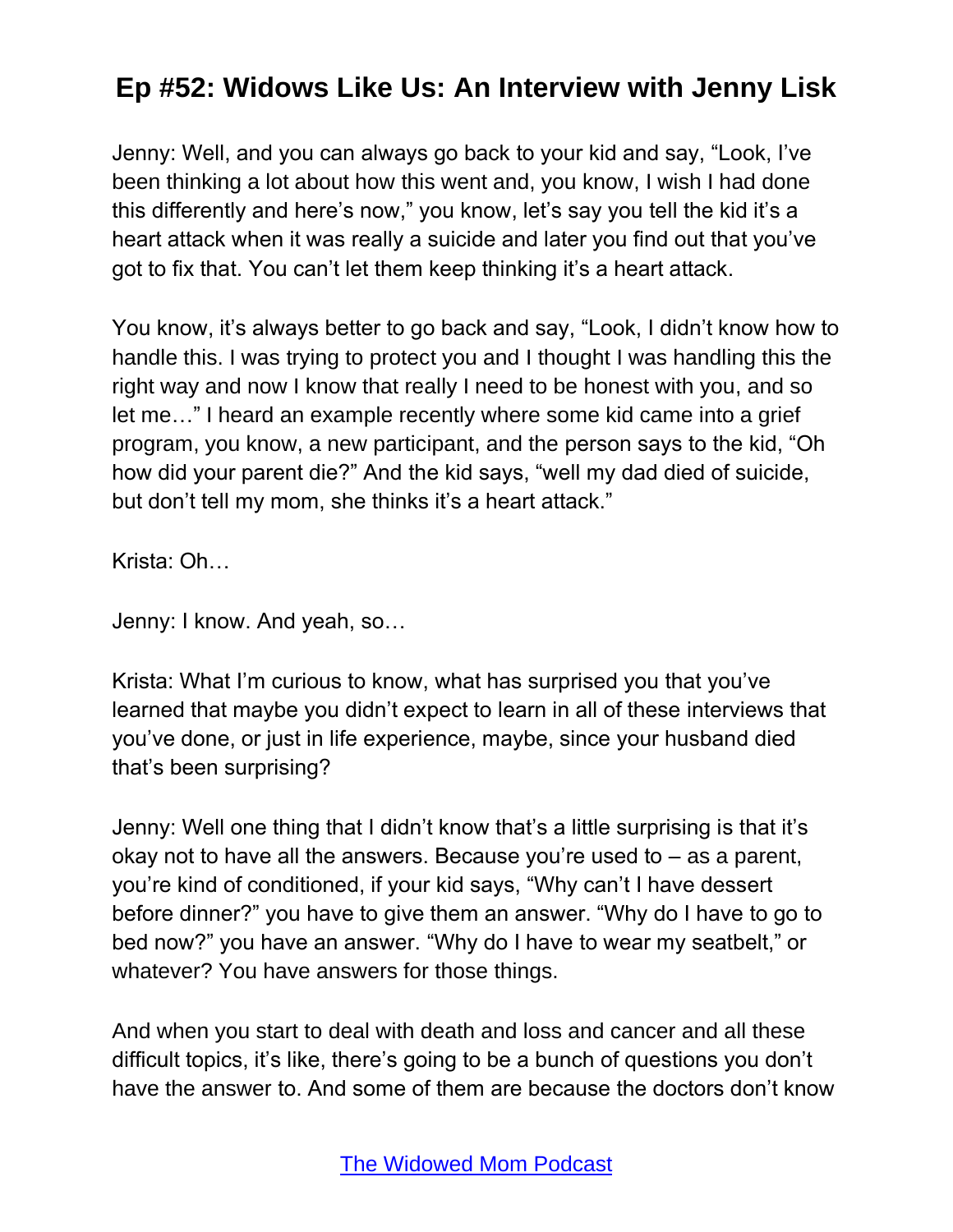Jenny: Well, and you can always go back to your kid and say, "Look, I've been thinking a lot about how this went and, you know, I wish I had done this differently and here's now," you know, let's say you tell the kid it's a heart attack when it was really a suicide and later you find out that you've got to fix that. You can't let them keep thinking it's a heart attack.

You know, it's always better to go back and say, "Look, I didn't know how to handle this. I was trying to protect you and I thought I was handling this the right way and now I know that really I need to be honest with you, and so let me…" I heard an example recently where some kid came into a grief program, you know, a new participant, and the person says to the kid, "Oh how did your parent die?" And the kid says, "well my dad died of suicide, but don't tell my mom, she thinks it's a heart attack."

Krista: Oh…

Jenny: I know. And yeah, so…

Krista: What I'm curious to know, what has surprised you that you've learned that maybe you didn't expect to learn in all of these interviews that you've done, or just in life experience, maybe, since your husband died that's been surprising?

Jenny: Well one thing that I didn't know that's a little surprising is that it's okay not to have all the answers. Because you're used to – as a parent, you're kind of conditioned, if your kid says, "Why can't I have dessert before dinner?" you have to give them an answer. "Why do I have to go to bed now?" you have an answer. "Why do I have to wear my seatbelt," or whatever? You have answers for those things.

And when you start to deal with death and loss and cancer and all these difficult topics, it's like, there's going to be a bunch of questions you don't have the answer to. And some of them are because the doctors don't know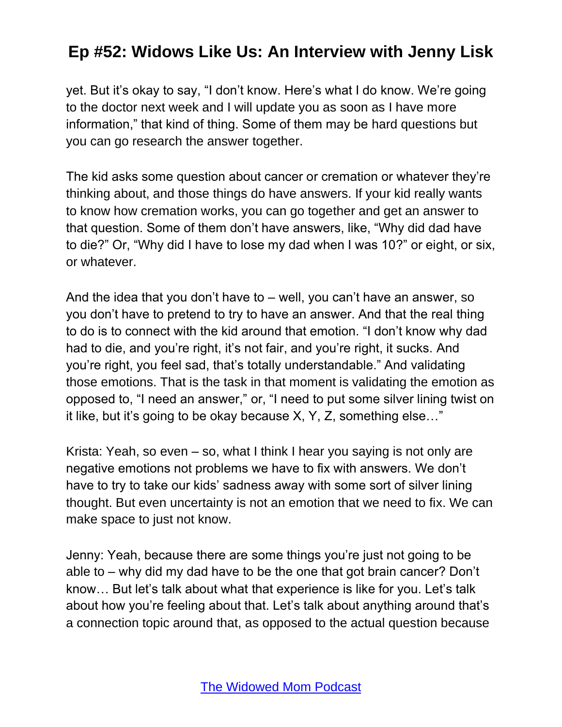yet. But it's okay to say, "I don't know. Here's what I do know. We're going to the doctor next week and I will update you as soon as I have more information," that kind of thing. Some of them may be hard questions but you can go research the answer together.

The kid asks some question about cancer or cremation or whatever they're thinking about, and those things do have answers. If your kid really wants to know how cremation works, you can go together and get an answer to that question. Some of them don't have answers, like, "Why did dad have to die?" Or, "Why did I have to lose my dad when I was 10?" or eight, or six, or whatever.

And the idea that you don't have to – well, you can't have an answer, so you don't have to pretend to try to have an answer. And that the real thing to do is to connect with the kid around that emotion. "I don't know why dad had to die, and you're right, it's not fair, and you're right, it sucks. And you're right, you feel sad, that's totally understandable." And validating those emotions. That is the task in that moment is validating the emotion as opposed to, "I need an answer," or, "I need to put some silver lining twist on it like, but it's going to be okay because X, Y, Z, something else…"

Krista: Yeah, so even – so, what I think I hear you saying is not only are negative emotions not problems we have to fix with answers. We don't have to try to take our kids' sadness away with some sort of silver lining thought. But even uncertainty is not an emotion that we need to fix. We can make space to just not know.

Jenny: Yeah, because there are some things you're just not going to be able to – why did my dad have to be the one that got brain cancer? Don't know… But let's talk about what that experience is like for you. Let's talk about how you're feeling about that. Let's talk about anything around that's a connection topic around that, as opposed to the actual question because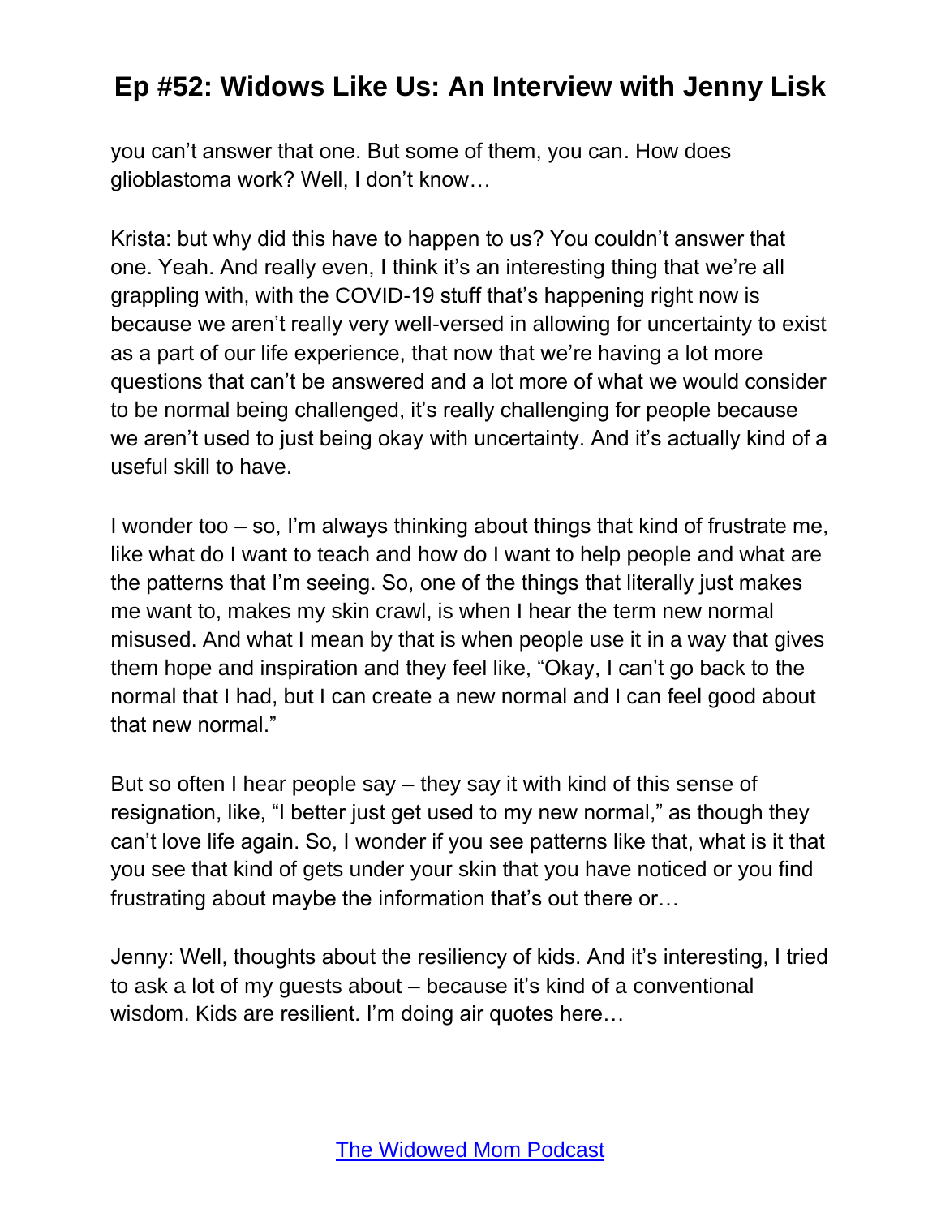you can't answer that one. But some of them, you can. How does glioblastoma work? Well, I don't know…

Krista: but why did this have to happen to us? You couldn't answer that one. Yeah. And really even, I think it's an interesting thing that we're all grappling with, with the COVID-19 stuff that's happening right now is because we aren't really very well-versed in allowing for uncertainty to exist as a part of our life experience, that now that we're having a lot more questions that can't be answered and a lot more of what we would consider to be normal being challenged, it's really challenging for people because we aren't used to just being okay with uncertainty. And it's actually kind of a useful skill to have.

I wonder too – so, I'm always thinking about things that kind of frustrate me, like what do I want to teach and how do I want to help people and what are the patterns that I'm seeing. So, one of the things that literally just makes me want to, makes my skin crawl, is when I hear the term new normal misused. And what I mean by that is when people use it in a way that gives them hope and inspiration and they feel like, "Okay, I can't go back to the normal that I had, but I can create a new normal and I can feel good about that new normal."

But so often I hear people say – they say it with kind of this sense of resignation, like, "I better just get used to my new normal," as though they can't love life again. So, I wonder if you see patterns like that, what is it that you see that kind of gets under your skin that you have noticed or you find frustrating about maybe the information that's out there or…

Jenny: Well, thoughts about the resiliency of kids. And it's interesting, I tried to ask a lot of my guests about – because it's kind of a conventional wisdom. Kids are resilient. I'm doing air quotes here…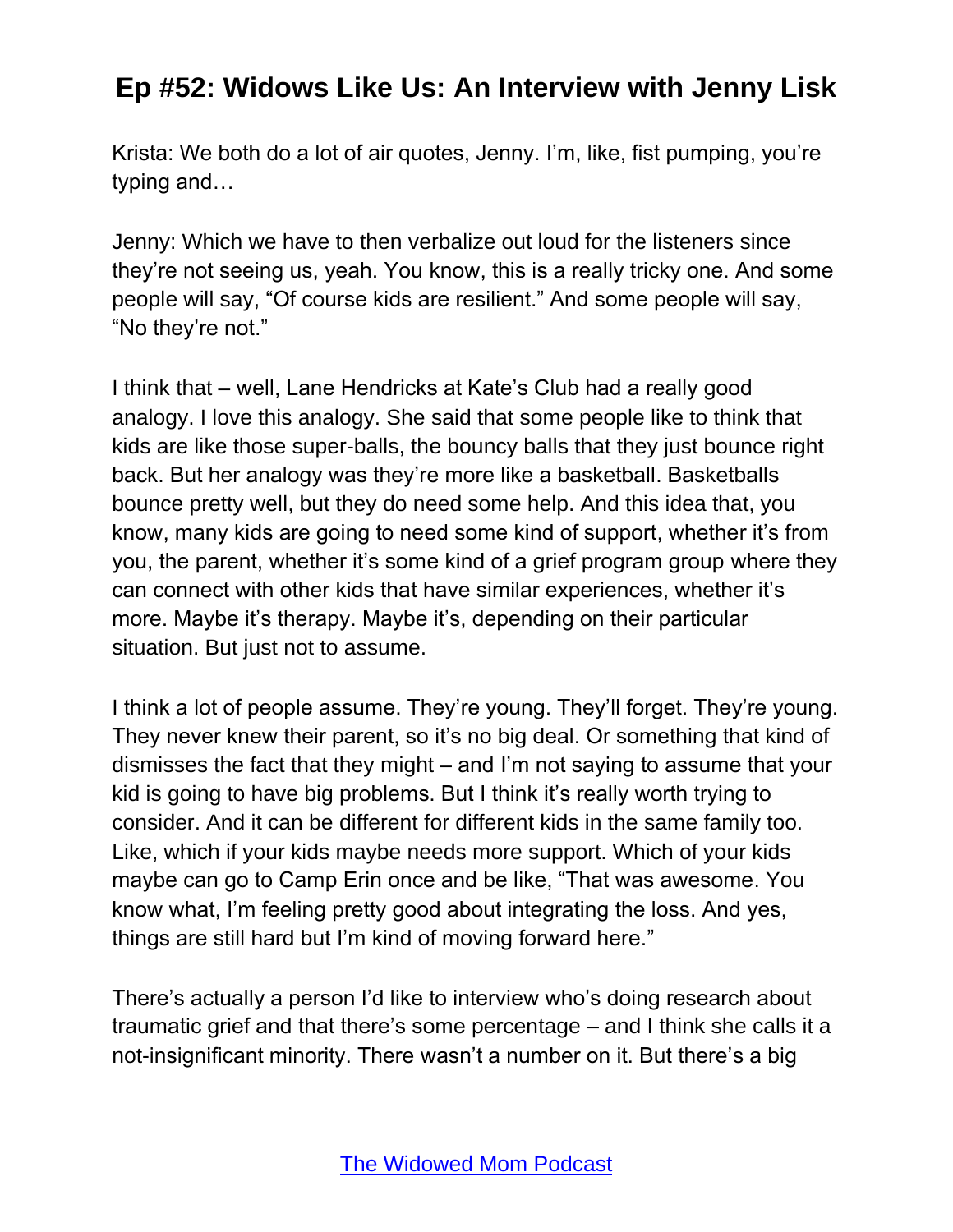Krista: We both do a lot of air quotes, Jenny. I'm, like, fist pumping, you're typing and…

Jenny: Which we have to then verbalize out loud for the listeners since they're not seeing us, yeah. You know, this is a really tricky one. And some people will say, "Of course kids are resilient." And some people will say, "No they're not."

I think that – well, Lane Hendricks at Kate's Club had a really good analogy. I love this analogy. She said that some people like to think that kids are like those super-balls, the bouncy balls that they just bounce right back. But her analogy was they're more like a basketball. Basketballs bounce pretty well, but they do need some help. And this idea that, you know, many kids are going to need some kind of support, whether it's from you, the parent, whether it's some kind of a grief program group where they can connect with other kids that have similar experiences, whether it's more. Maybe it's therapy. Maybe it's, depending on their particular situation. But just not to assume.

I think a lot of people assume. They're young. They'll forget. They're young. They never knew their parent, so it's no big deal. Or something that kind of dismisses the fact that they might – and I'm not saying to assume that your kid is going to have big problems. But I think it's really worth trying to consider. And it can be different for different kids in the same family too. Like, which if your kids maybe needs more support. Which of your kids maybe can go to Camp Erin once and be like, "That was awesome. You know what, I'm feeling pretty good about integrating the loss. And yes, things are still hard but I'm kind of moving forward here."

There's actually a person I'd like to interview who's doing research about traumatic grief and that there's some percentage – and I think she calls it a not-insignificant minority. There wasn't a number on it. But there's a big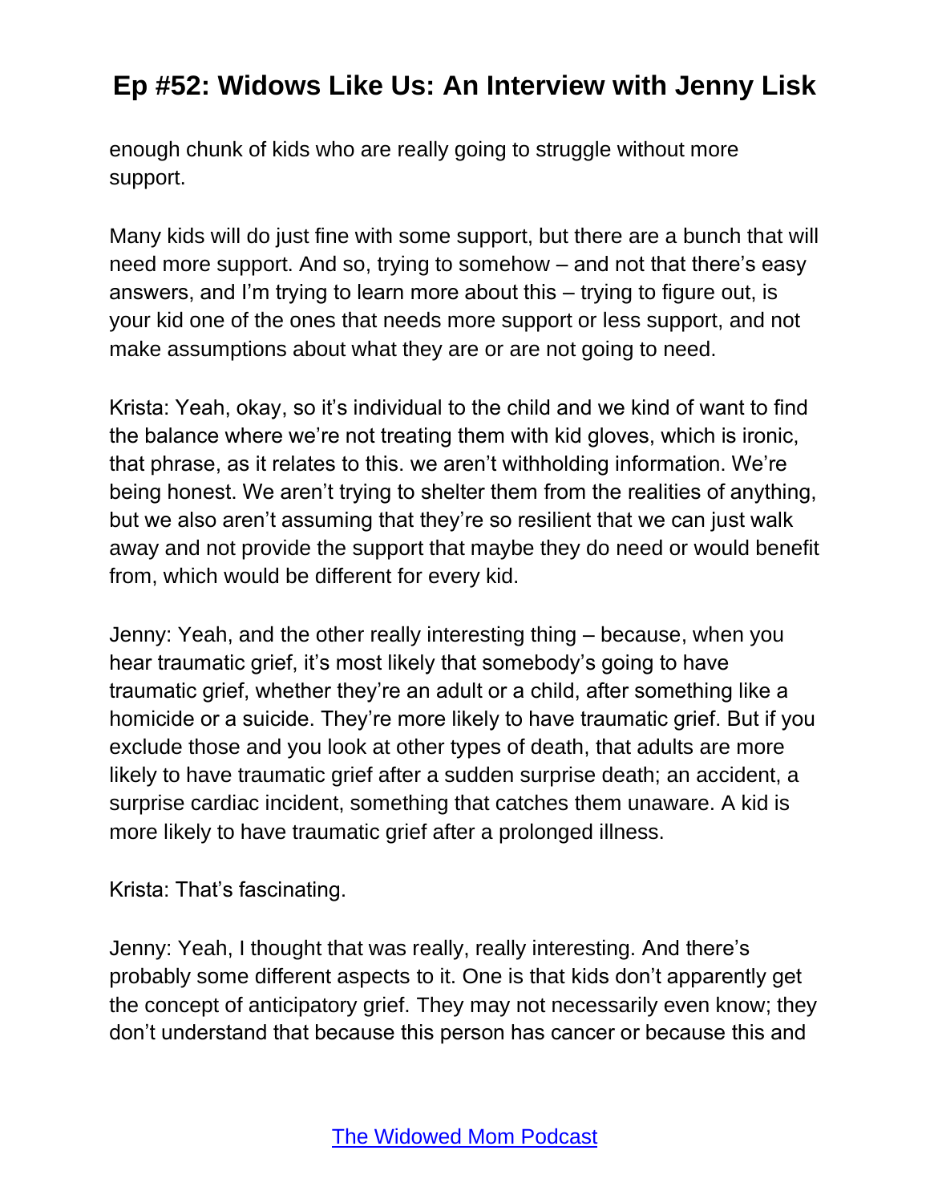enough chunk of kids who are really going to struggle without more support.

Many kids will do just fine with some support, but there are a bunch that will need more support. And so, trying to somehow – and not that there's easy answers, and I'm trying to learn more about this – trying to figure out, is your kid one of the ones that needs more support or less support, and not make assumptions about what they are or are not going to need.

Krista: Yeah, okay, so it's individual to the child and we kind of want to find the balance where we're not treating them with kid gloves, which is ironic, that phrase, as it relates to this. we aren't withholding information. We're being honest. We aren't trying to shelter them from the realities of anything, but we also aren't assuming that they're so resilient that we can just walk away and not provide the support that maybe they do need or would benefit from, which would be different for every kid.

Jenny: Yeah, and the other really interesting thing – because, when you hear traumatic grief, it's most likely that somebody's going to have traumatic grief, whether they're an adult or a child, after something like a homicide or a suicide. They're more likely to have traumatic grief. But if you exclude those and you look at other types of death, that adults are more likely to have traumatic grief after a sudden surprise death; an accident, a surprise cardiac incident, something that catches them unaware. A kid is more likely to have traumatic grief after a prolonged illness.

Krista: That's fascinating.

Jenny: Yeah, I thought that was really, really interesting. And there's probably some different aspects to it. One is that kids don't apparently get the concept of anticipatory grief. They may not necessarily even know; they don't understand that because this person has cancer or because this and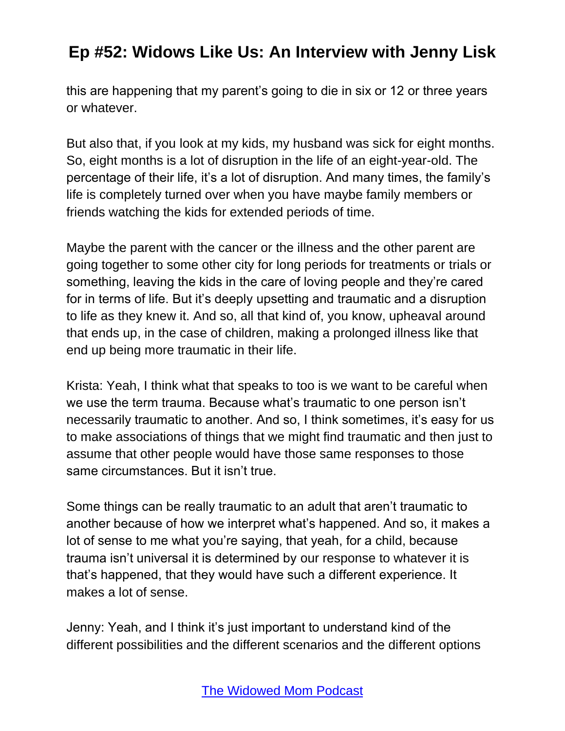this are happening that my parent's going to die in six or 12 or three years or whatever.

But also that, if you look at my kids, my husband was sick for eight months. So, eight months is a lot of disruption in the life of an eight-year-old. The percentage of their life, it's a lot of disruption. And many times, the family's life is completely turned over when you have maybe family members or friends watching the kids for extended periods of time.

Maybe the parent with the cancer or the illness and the other parent are going together to some other city for long periods for treatments or trials or something, leaving the kids in the care of loving people and they're cared for in terms of life. But it's deeply upsetting and traumatic and a disruption to life as they knew it. And so, all that kind of, you know, upheaval around that ends up, in the case of children, making a prolonged illness like that end up being more traumatic in their life.

Krista: Yeah, I think what that speaks to too is we want to be careful when we use the term trauma. Because what's traumatic to one person isn't necessarily traumatic to another. And so, I think sometimes, it's easy for us to make associations of things that we might find traumatic and then just to assume that other people would have those same responses to those same circumstances. But it isn't true.

Some things can be really traumatic to an adult that aren't traumatic to another because of how we interpret what's happened. And so, it makes a lot of sense to me what you're saying, that yeah, for a child, because trauma isn't universal it is determined by our response to whatever it is that's happened, that they would have such a different experience. It makes a lot of sense.

Jenny: Yeah, and I think it's just important to understand kind of the different possibilities and the different scenarios and the different options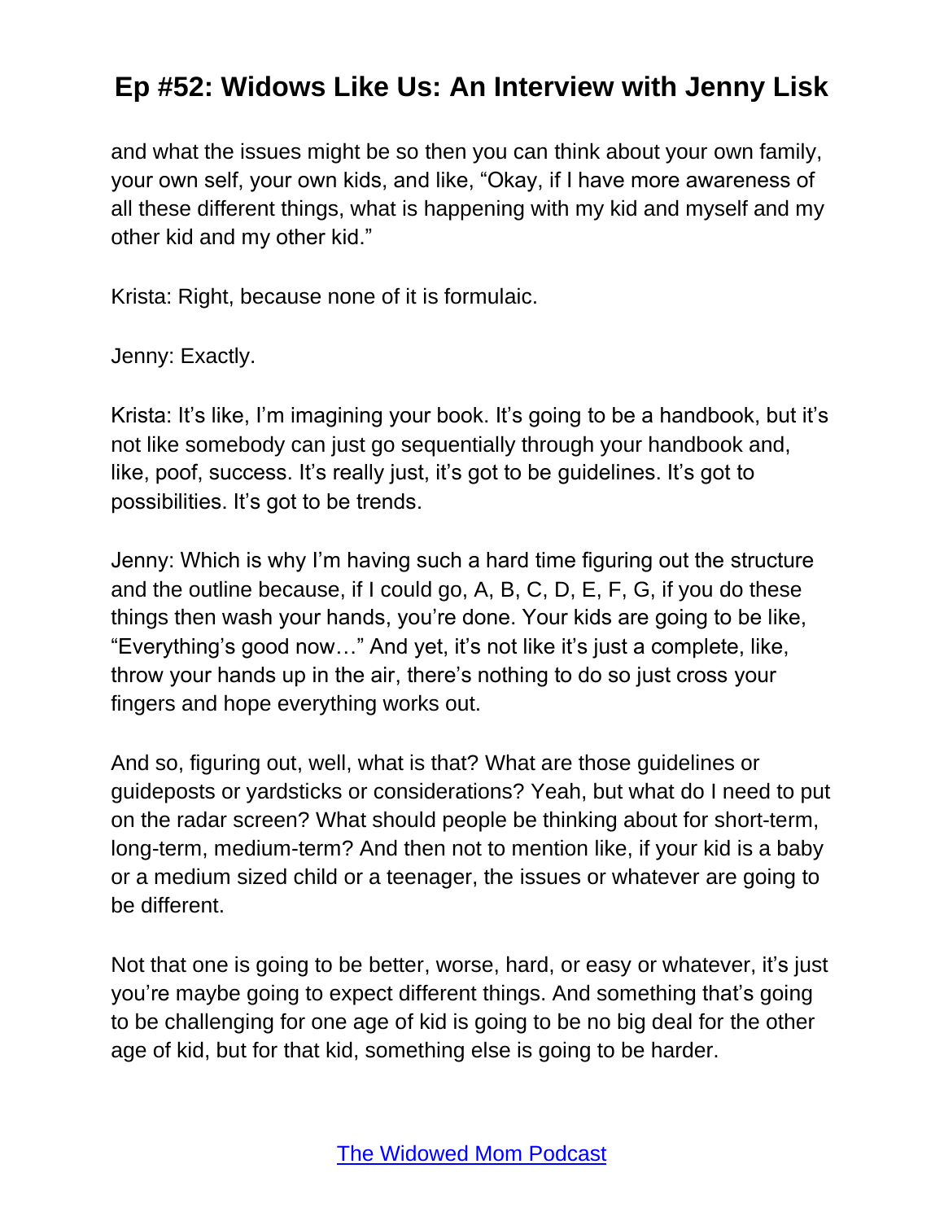and what the issues might be so then you can think about your own family, your own self, your own kids, and like, "Okay, if I have more awareness of all these different things, what is happening with my kid and myself and my other kid and my other kid."

Krista: Right, because none of it is formulaic.

Jenny: Exactly.

Krista: It's like, I'm imagining your book. It's going to be a handbook, but it's not like somebody can just go sequentially through your handbook and, like, poof, success. It's really just, it's got to be guidelines. It's got to possibilities. It's got to be trends.

Jenny: Which is why I'm having such a hard time figuring out the structure and the outline because, if I could go, A, B, C, D, E, F, G, if you do these things then wash your hands, you're done. Your kids are going to be like, "Everything's good now…" And yet, it's not like it's just a complete, like, throw your hands up in the air, there's nothing to do so just cross your fingers and hope everything works out.

And so, figuring out, well, what is that? What are those guidelines or guideposts or yardsticks or considerations? Yeah, but what do I need to put on the radar screen? What should people be thinking about for short-term, long-term, medium-term? And then not to mention like, if your kid is a baby or a medium sized child or a teenager, the issues or whatever are going to be different.

Not that one is going to be better, worse, hard, or easy or whatever, it's just you're maybe going to expect different things. And something that's going to be challenging for one age of kid is going to be no big deal for the other age of kid, but for that kid, something else is going to be harder.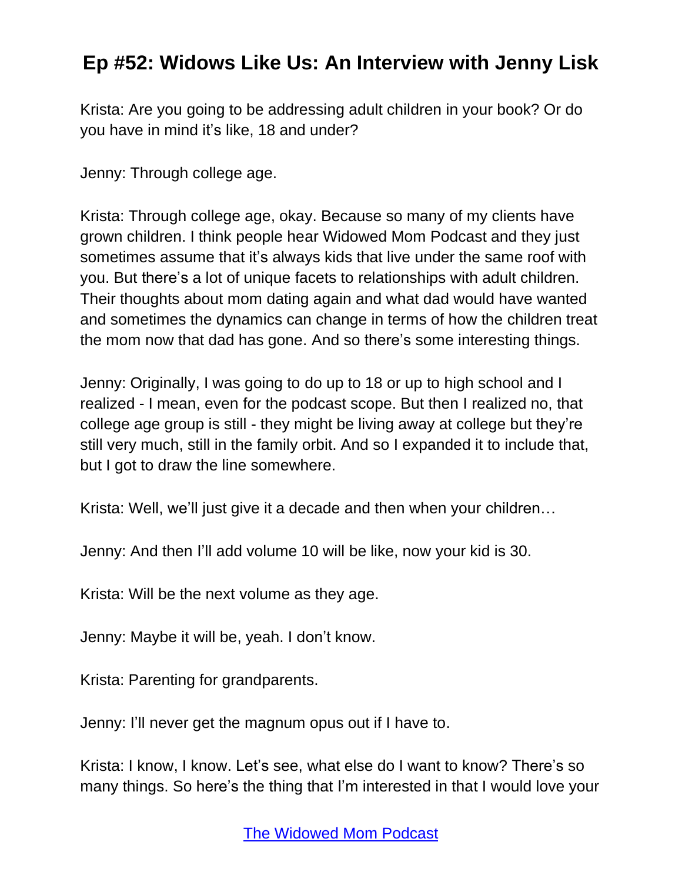Krista: Are you going to be addressing adult children in your book? Or do you have in mind it's like, 18 and under?

Jenny: Through college age.

Krista: Through college age, okay. Because so many of my clients have grown children. I think people hear Widowed Mom Podcast and they just sometimes assume that it's always kids that live under the same roof with you. But there's a lot of unique facets to relationships with adult children. Their thoughts about mom dating again and what dad would have wanted and sometimes the dynamics can change in terms of how the children treat the mom now that dad has gone. And so there's some interesting things.

Jenny: Originally, I was going to do up to 18 or up to high school and I realized - I mean, even for the podcast scope. But then I realized no, that college age group is still - they might be living away at college but they're still very much, still in the family orbit. And so I expanded it to include that, but I got to draw the line somewhere.

Krista: Well, we'll just give it a decade and then when your children…

Jenny: And then I'll add volume 10 will be like, now your kid is 30.

Krista: Will be the next volume as they age.

Jenny: Maybe it will be, yeah. I don't know.

Krista: Parenting for grandparents.

Jenny: I'll never get the magnum opus out if I have to.

Krista: I know, I know. Let's see, what else do I want to know? There's so many things. So here's the thing that I'm interested in that I would love your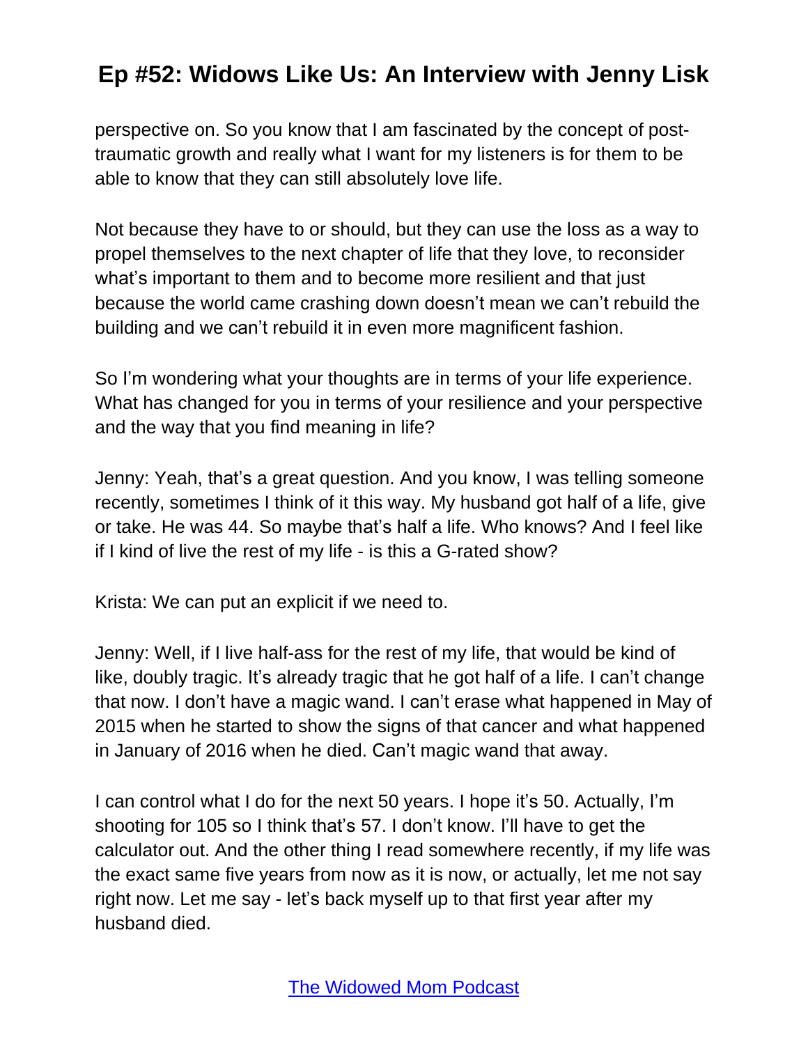perspective on. So you know that I am fascinated by the concept of post-traumatic growth and really what I want for my listeners is for them to be able to know that they can still absolutely love life.

Not because they have to or should, but they can use the loss as a way to propel themselves to the next chapter of life that they love, to reconsider what's important to them and to become more resilient and that just because the world came crashing down doesn't mean we can't rebuild the building and we can't rebuild it in even more magnificent fashion.

So I'm wondering what your thoughts are in terms of your life experience. What has changed for you in terms of your resilience and your perspective and the way that you find meaning in life?

Jenny: Yeah, that's a great question. And you know, I was telling someone recently, sometimes I think of it this way. My husband got half of a life, give or take. He was 44. So maybe that's half a life. Who knows? And I feel like if I kind of live the rest of my life - is this a G-rated show?

Krista: We can put an explicit if we need to.

Jenny: Well, if I live half-ass for the rest of my life, that would be kind of like, doubly tragic. It's already tragic that he got half of a life. I can't change that now. I don't have a magic wand. I can't erase what happened in May of 2015 when he started to show the signs of that cancer and what happened in January of 2016 when he died. Can't magic wand that away.

I can control what I do for the next 50 years. I hope it's 50. Actually, I'm shooting for 105 so I think that's 57. I don't know. I'll have to get the calculator out. And the other thing I read somewhere recently, if my life was the exact same five years from now as it is now, or actually, let me not say right now. Let me say - let's back myself up to that first year after my husband died.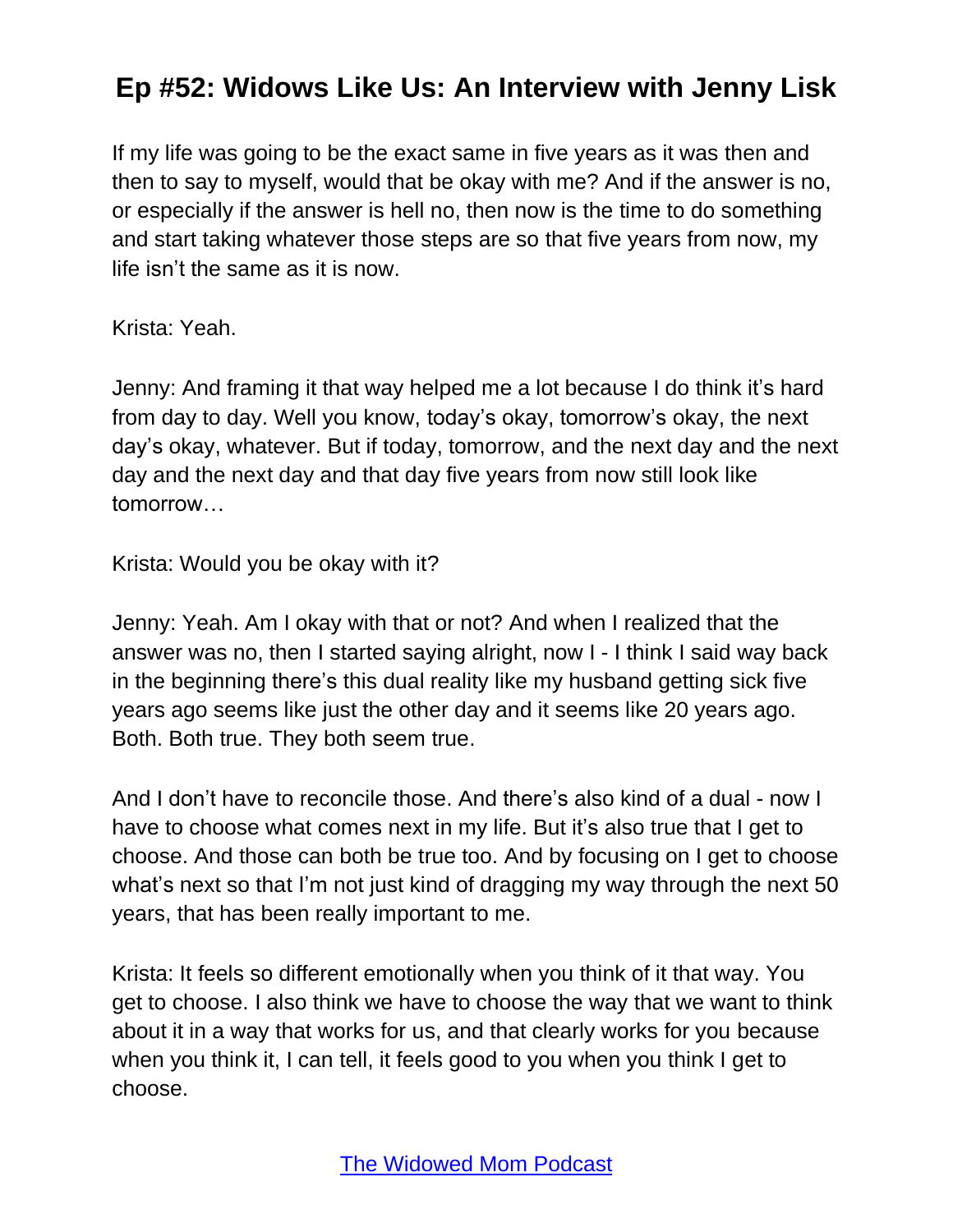If my life was going to be the exact same in five years as it was then and then to say to myself, would that be okay with me? And if the answer is no, or especially if the answer is hell no, then now is the time to do something and start taking whatever those steps are so that five years from now, my life isn't the same as it is now.

Krista: Yeah.

Jenny: And framing it that way helped me a lot because I do think it's hard from day to day. Well you know, today's okay, tomorrow's okay, the next day's okay, whatever. But if today, tomorrow, and the next day and the next day and the next day and that day five years from now still look like tomorrow…

Krista: Would you be okay with it?

Jenny: Yeah. Am I okay with that or not? And when I realized that the answer was no, then I started saying alright, now I - I think I said way back in the beginning there's this dual reality like my husband getting sick five years ago seems like just the other day and it seems like 20 years ago. Both. Both true. They both seem true.

And I don't have to reconcile those. And there's also kind of a dual - now I have to choose what comes next in my life. But it's also true that I get to choose. And those can both be true too. And by focusing on I get to choose what's next so that I'm not just kind of dragging my way through the next 50 years, that has been really important to me.

Krista: It feels so different emotionally when you think of it that way. You get to choose. I also think we have to choose the way that we want to think about it in a way that works for us, and that clearly works for you because when you think it, I can tell, it feels good to you when you think I get to choose.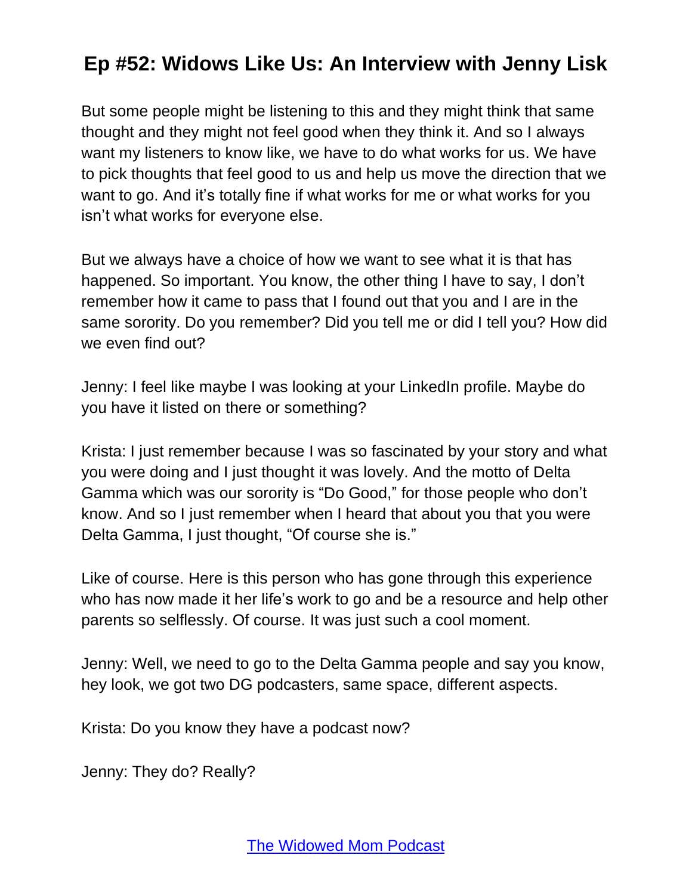But some people might be listening to this and they might think that same thought and they might not feel good when they think it. And so I always want my listeners to know like, we have to do what works for us. We have to pick thoughts that feel good to us and help us move the direction that we want to go. And it's totally fine if what works for me or what works for you isn't what works for everyone else.

But we always have a choice of how we want to see what it is that has happened. So important. You know, the other thing I have to say, I don't remember how it came to pass that I found out that you and I are in the same sorority. Do you remember? Did you tell me or did I tell you? How did we even find out?

Jenny: I feel like maybe I was looking at your LinkedIn profile. Maybe do you have it listed on there or something?

Krista: I just remember because I was so fascinated by your story and what you were doing and I just thought it was lovely. And the motto of Delta Gamma which was our sorority is "Do Good," for those people who don't know. And so I just remember when I heard that about you that you were Delta Gamma, I just thought, "Of course she is."

Like of course. Here is this person who has gone through this experience who has now made it her life's work to go and be a resource and help other parents so selflessly. Of course. It was just such a cool moment.

Jenny: Well, we need to go to the Delta Gamma people and say you know, hey look, we got two DG podcasters, same space, different aspects.

Krista: Do you know they have a podcast now?

Jenny: They do? Really?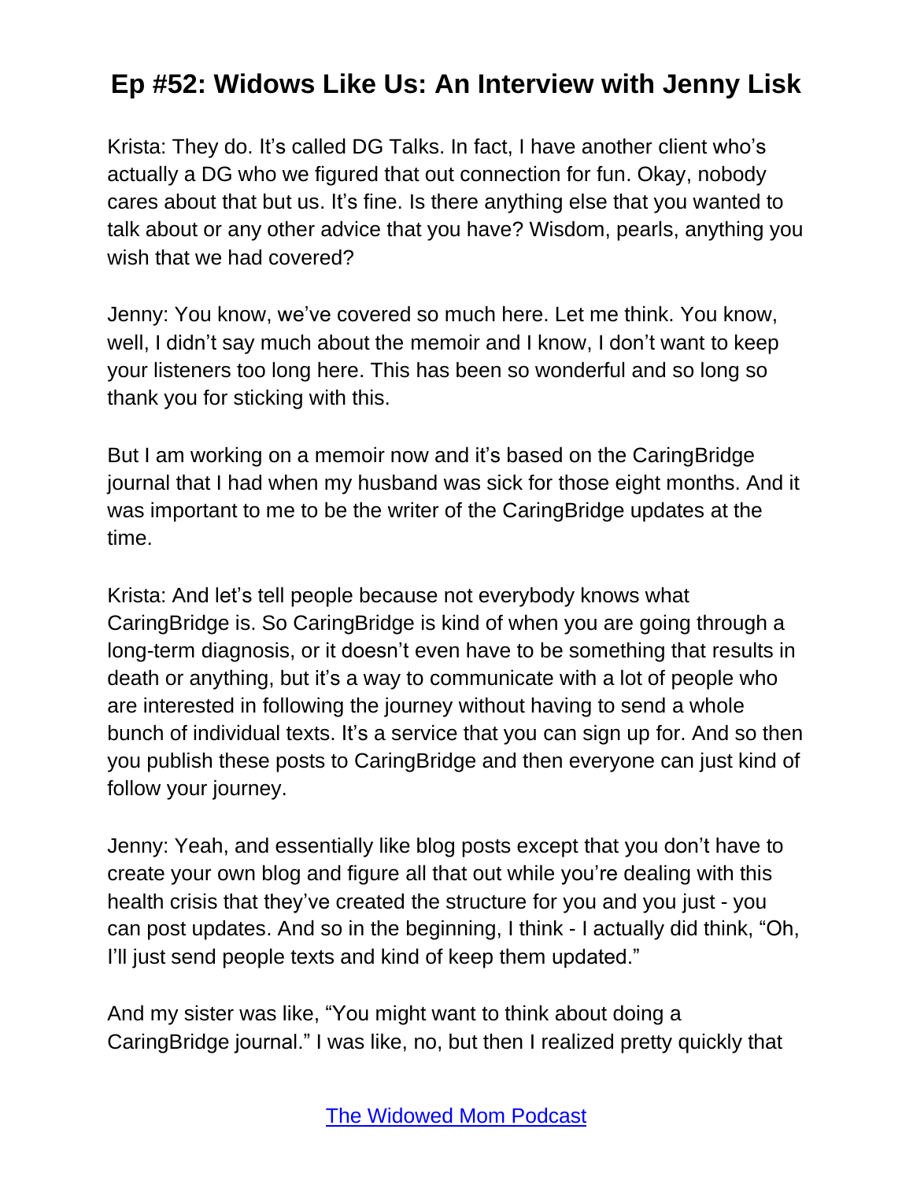Krista: They do. It's called DG Talks. In fact, I have another client who's actually a DG who we figured that out connection for fun. Okay, nobody cares about that but us. It's fine. Is there anything else that you wanted to talk about or any other advice that you have? Wisdom, pearls, anything you wish that we had covered?

Jenny: You know, we've covered so much here. Let me think. You know, well, I didn't say much about the memoir and I know, I don't want to keep your listeners too long here. This has been so wonderful and so long so thank you for sticking with this.

But I am working on a memoir now and it's based on the CaringBridge journal that I had when my husband was sick for those eight months. And it was important to me to be the writer of the CaringBridge updates at the time.

Krista: And let's tell people because not everybody knows what CaringBridge is. So CaringBridge is kind of when you are going through a long-term diagnosis, or it doesn't even have to be something that results in death or anything, but it's a way to communicate with a lot of people who are interested in following the journey without having to send a whole bunch of individual texts. It's a service that you can sign up for. And so then you publish these posts to CaringBridge and then everyone can just kind of follow your journey.

Jenny: Yeah, and essentially like blog posts except that you don't have to create your own blog and figure all that out while you're dealing with this health crisis that they've created the structure for you and you just - you can post updates. And so in the beginning, I think - I actually did think, "Oh, I'll just send people texts and kind of keep them updated."

And my sister was like, "You might want to think about doing a CaringBridge journal." I was like, no, but then I realized pretty quickly that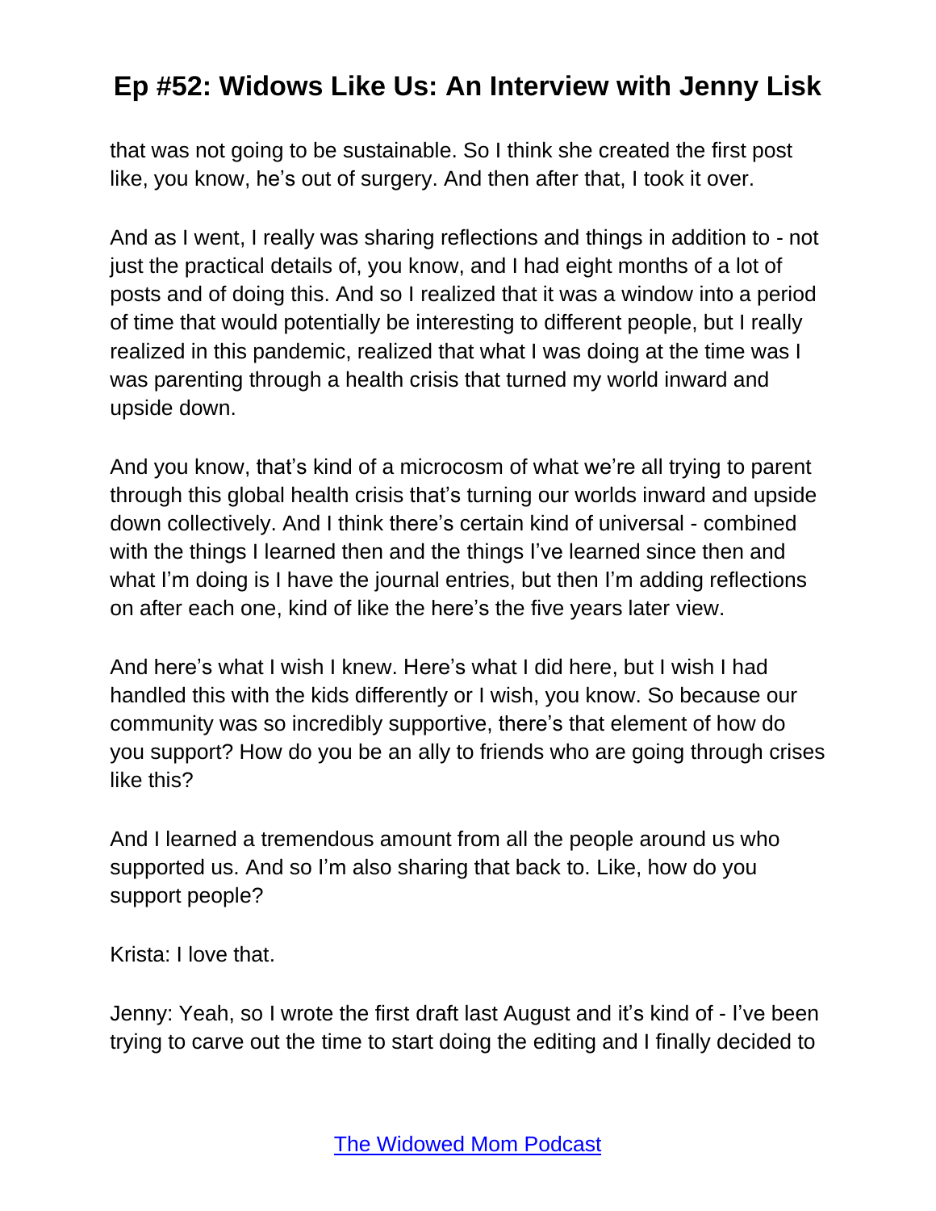that was not going to be sustainable. So I think she created the first post like, you know, he's out of surgery. And then after that, I took it over.

And as I went, I really was sharing reflections and things in addition to - not just the practical details of, you know, and I had eight months of a lot of posts and of doing this. And so I realized that it was a window into a period of time that would potentially be interesting to different people, but I really realized in this pandemic, realized that what I was doing at the time was I was parenting through a health crisis that turned my world inward and upside down.

And you know, that's kind of a microcosm of what we're all trying to parent through this global health crisis that's turning our worlds inward and upside down collectively. And I think there's certain kind of universal - combined with the things I learned then and the things I've learned since then and what I'm doing is I have the journal entries, but then I'm adding reflections on after each one, kind of like the here's the five years later view.

And here's what I wish I knew. Here's what I did here, but I wish I had handled this with the kids differently or I wish, you know. So because our community was so incredibly supportive, there's that element of how do you support? How do you be an ally to friends who are going through crises like this?

And I learned a tremendous amount from all the people around us who supported us. And so I'm also sharing that back to. Like, how do you support people?

Krista: I love that.

Jenny: Yeah, so I wrote the first draft last August and it's kind of - I've been trying to carve out the time to start doing the editing and I finally decided to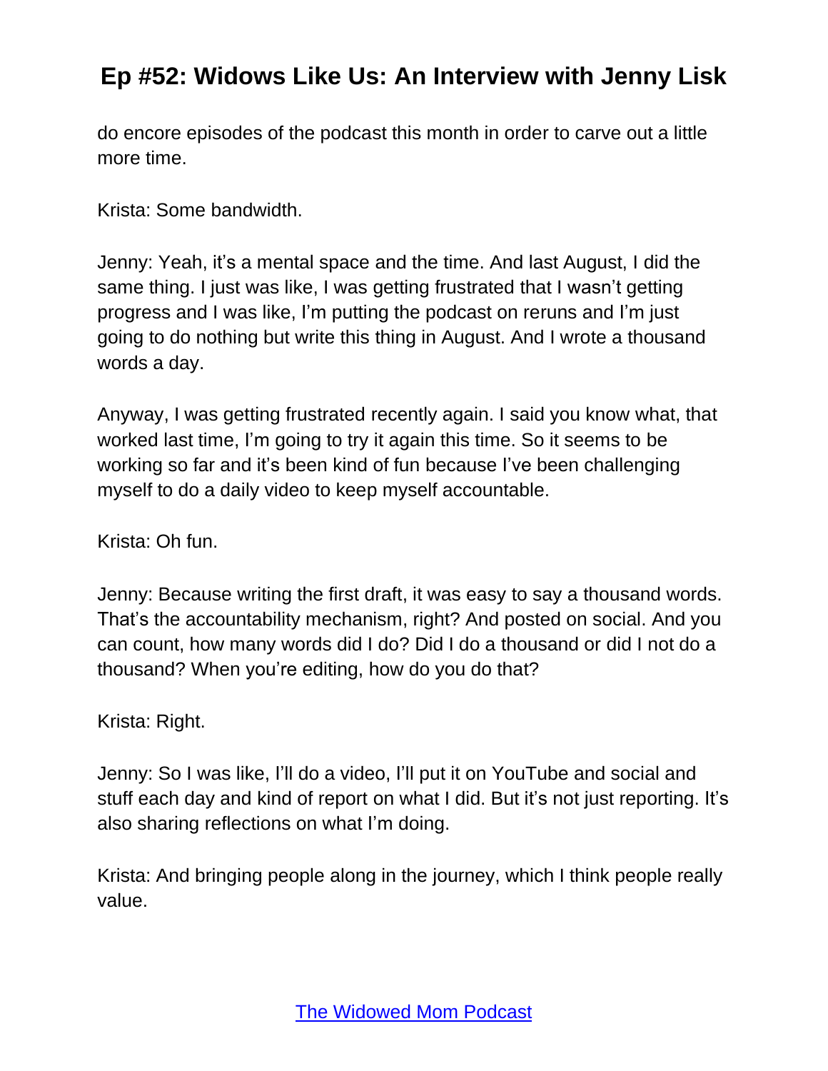do encore episodes of the podcast this month in order to carve out a little more time.

Krista: Some bandwidth.

Jenny: Yeah, it's a mental space and the time. And last August, I did the same thing. I just was like, I was getting frustrated that I wasn't getting progress and I was like, I'm putting the podcast on reruns and I'm just going to do nothing but write this thing in August. And I wrote a thousand words a day.

Anyway, I was getting frustrated recently again. I said you know what, that worked last time, I'm going to try it again this time. So it seems to be working so far and it's been kind of fun because I've been challenging myself to do a daily video to keep myself accountable.

Krista: Oh fun.

Jenny: Because writing the first draft, it was easy to say a thousand words. That's the accountability mechanism, right? And posted on social. And you can count, how many words did I do? Did I do a thousand or did I not do a thousand? When you're editing, how do you do that?

Krista: Right.

Jenny: So I was like, I'll do a video, I'll put it on YouTube and social and stuff each day and kind of report on what I did. But it's not just reporting. It's also sharing reflections on what I'm doing.

Krista: And bringing people along in the journey, which I think people really value.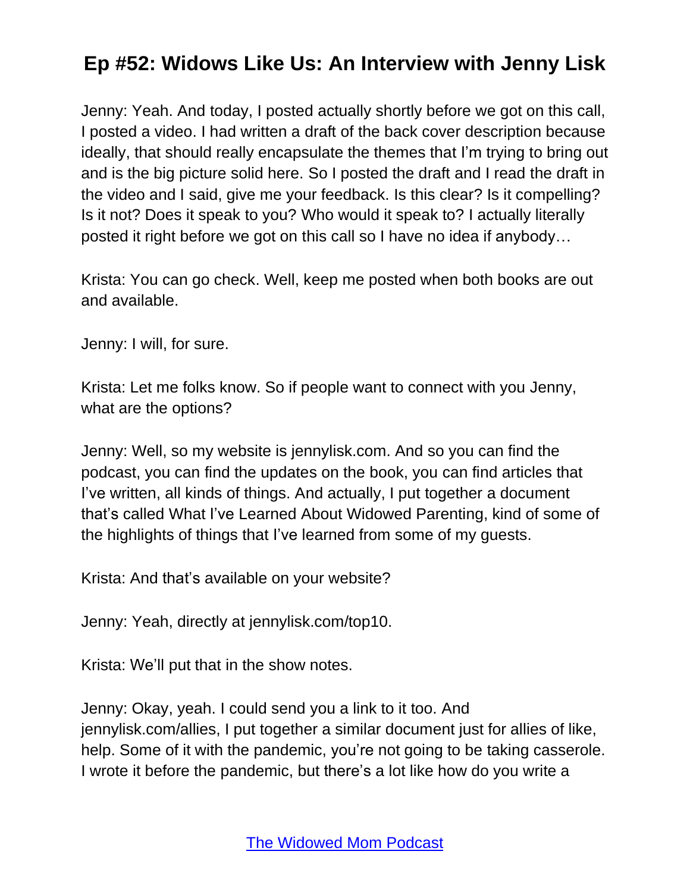Jenny: Yeah. And today, I posted actually shortly before we got on this call, I posted a video. I had written a draft of the back cover description because ideally, that should really encapsulate the themes that I'm trying to bring out and is the big picture solid here. So I posted the draft and I read the draft in the video and I said, give me your feedback. Is this clear? Is it compelling? Is it not? Does it speak to you? Who would it speak to? I actually literally posted it right before we got on this call so I have no idea if anybody…

Krista: You can go check. Well, keep me posted when both books are out and available.

Jenny: I will, for sure.

Krista: Let me folks know. So if people want to connect with you Jenny, what are the options?

Jenny: Well, so my website is jennylisk.com. And so you can find the podcast, you can find the updates on the book, you can find articles that I've written, all kinds of things. And actually, I put together a document that's called What I've Learned About Widowed Parenting, kind of some of the highlights of things that I've learned from some of my guests.

Krista: And that's available on your website?

Jenny: Yeah, directly at jennylisk.com/top10.

Krista: We'll put that in the show notes.

Jenny: Okay, yeah. I could send you a link to it too. And jennylisk.com/allies, I put together a similar document just for allies of like, help. Some of it with the pandemic, you're not going to be taking casserole. I wrote it before the pandemic, but there's a lot like how do you write a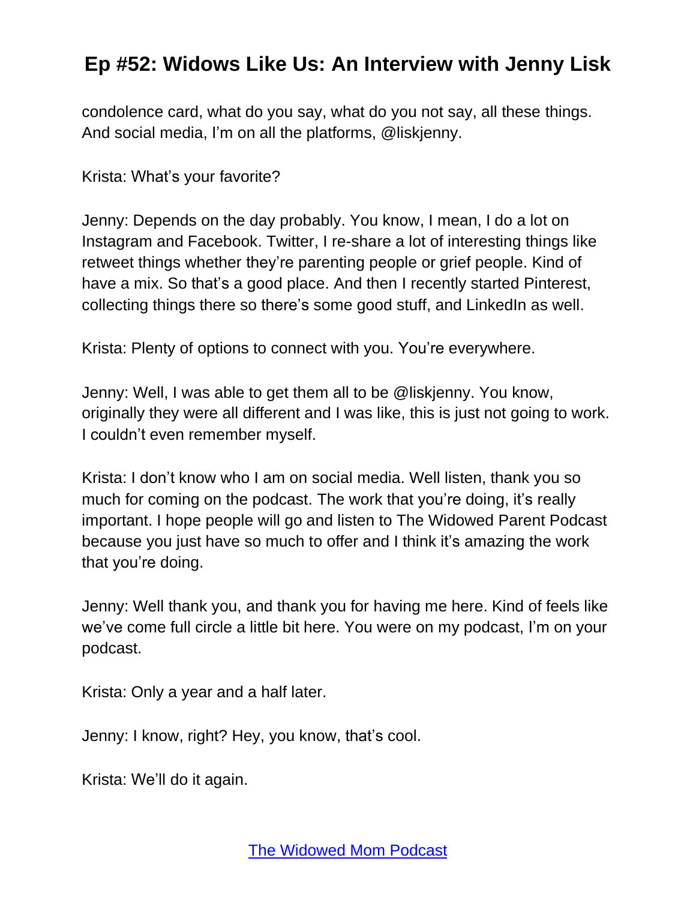condolence card, what do you say, what do you not say, all these things. And social media, I'm on all the platforms, @liskjenny.

Krista: What's your favorite?

Jenny: Depends on the day probably. You know, I mean, I do a lot on Instagram and Facebook. Twitter, I re-share a lot of interesting things like retweet things whether they're parenting people or grief people. Kind of have a mix. So that's a good place. And then I recently started Pinterest, collecting things there so there's some good stuff, and LinkedIn as well.

Krista: Plenty of options to connect with you. You're everywhere.

Jenny: Well, I was able to get them all to be @liskjenny. You know, originally they were all different and I was like, this is just not going to work. I couldn't even remember myself.

Krista: I don't know who I am on social media. Well listen, thank you so much for coming on the podcast. The work that you're doing, it's really important. I hope people will go and listen to The Widowed Parent Podcast because you just have so much to offer and I think it's amazing the work that you're doing.

Jenny: Well thank you, and thank you for having me here. Kind of feels like we've come full circle a little bit here. You were on my podcast, I'm on your podcast.

Krista: Only a year and a half later.

Jenny: I know, right? Hey, you know, that's cool.

Krista: We'll do it again.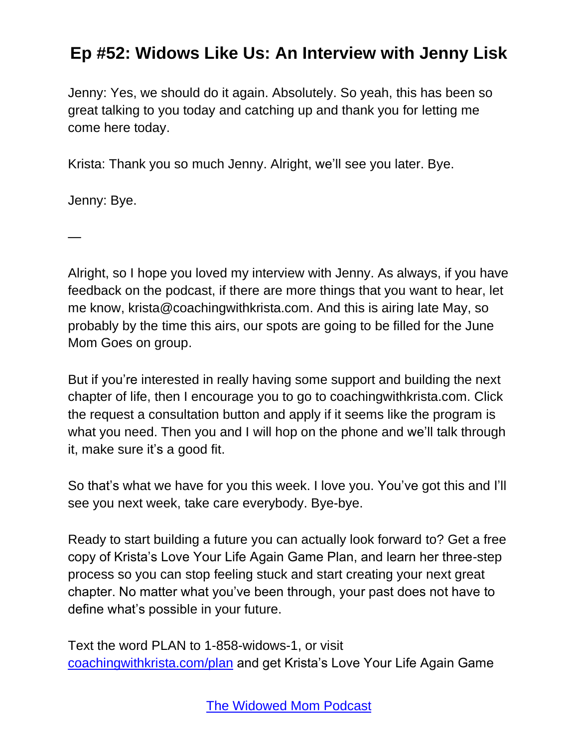Jenny: Yes, we should do it again. Absolutely. So yeah, this has been so great talking to you today and catching up and thank you for letting me come here today.

Krista: Thank you so much Jenny. Alright, we'll see you later. Bye.

Jenny: Bye.

—

Alright, so I hope you loved my interview with Jenny. As always, if you have feedback on the podcast, if there are more things that you want to hear, let me know, krista@coachingwithkrista.com. And this is airing late May, so probably by the time this airs, our spots are going to be filled for the June Mom Goes on group.

But if you're interested in really having some support and building the next chapter of life, then I encourage you to go to coachingwithkrista.com. Click the request a consultation button and apply if it seems like the program is what you need. Then you and I will hop on the phone and we'll talk through it, make sure it's a good fit.

So that's what we have for you this week. I love you. You've got this and I'll see you next week, take care everybody. Bye-bye.

Ready to start building a future you can actually look forward to? Get a free copy of Krista's Love Your Life Again Game Plan, and learn her three-step process so you can stop feeling stuck and start creating your next great chapter. No matter what you've been through, your past does not have to define what's possible in your future.

Text the word PLAN to 1-858-widows-1, or visit coachingwithkrista.com/plan and get Krista's Love Your Life Again Game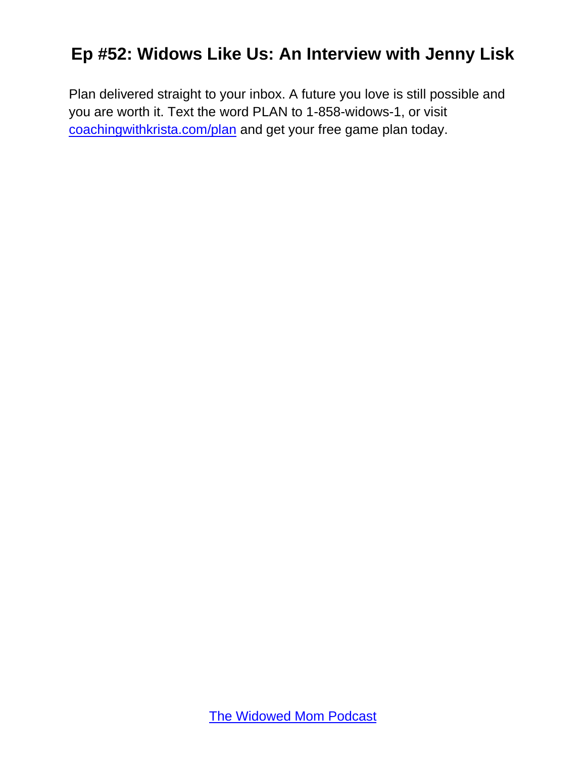Plan delivered straight to your inbox. A future you love is still possible and you are worth it. Text the word PLAN to 1-858-widows-1, or visit coachingwithkrista.com/plan and get your free game plan today.